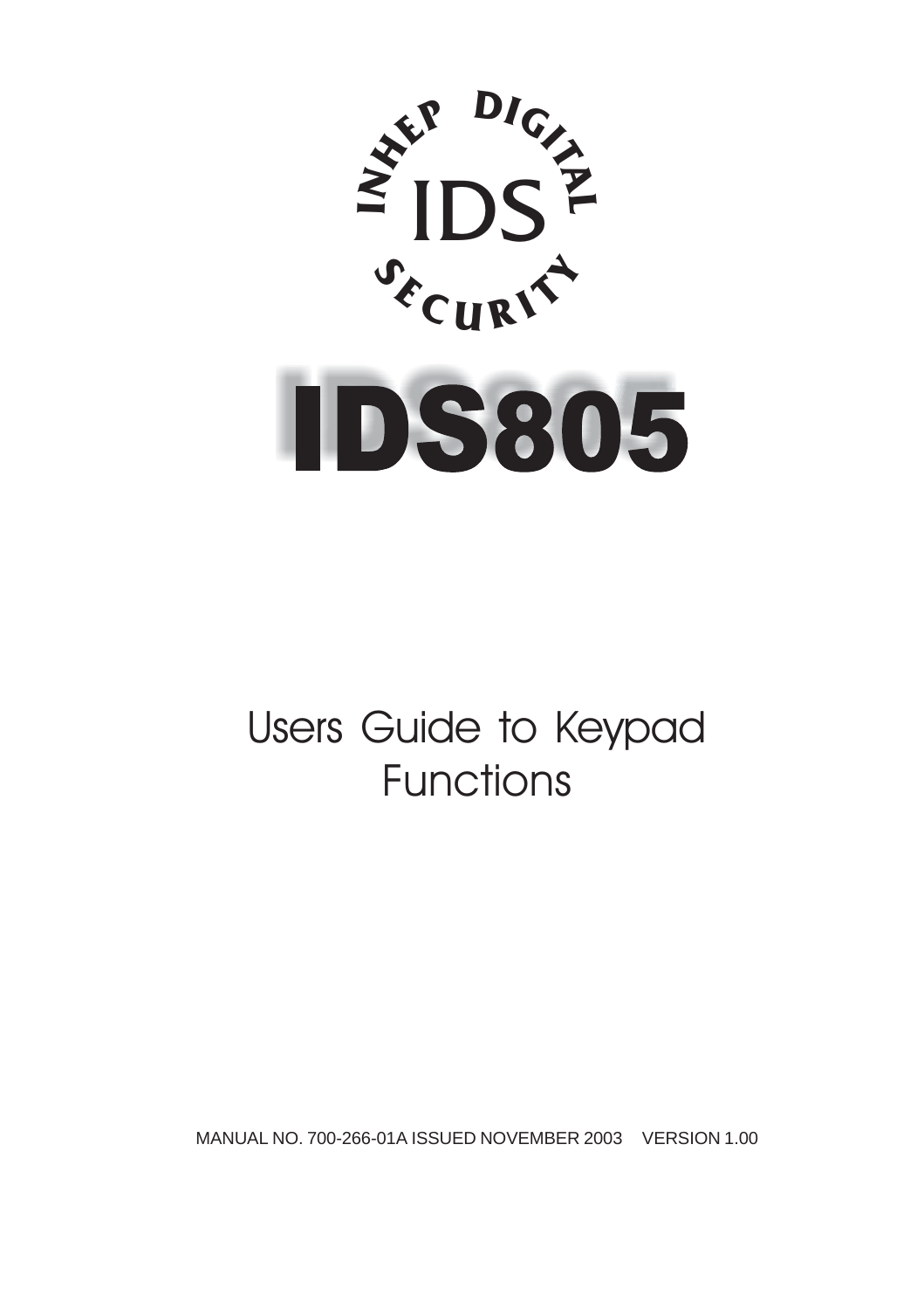INHEP DIGITAL

IDS

SECURITY

# IDS805

## Users Guide to Keypad Functions

MANUAL NO. 700-266-01A ISSUED NOVEMBER 2003 VERSION 1.00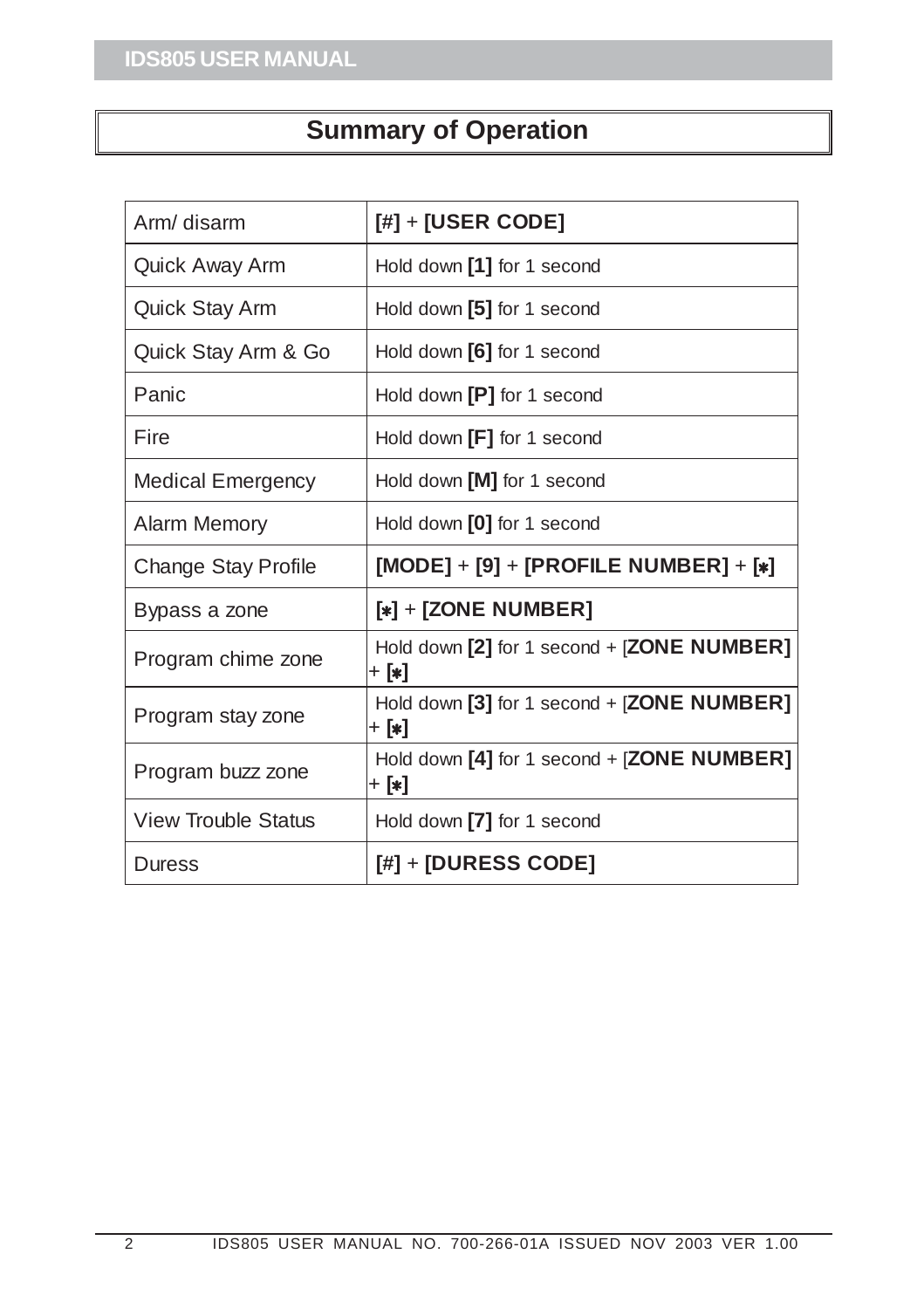# Summary of Operation

| | |
|---|---|
| Arm/ disarm | **[#]** + **[USER CODE]** |
| Quick Away Arm | Hold down **[1]** for 1 second |
| Quick Stay Arm | Hold down **[5]** for 1 second |
| Quick Stay Arm & Go | Hold down **[6]** for 1 second |
| Panic | Hold down **[P]** for 1 second |
| Fire | Hold down **[F]** for 1 second |
| Medical Emergency | Hold down **[M]** for 1 second |
| Alarm Memory | Hold down **[0]** for 1 second |
| Change Stay Profile | **[MODE]** + **[9]** + **[PROFILE NUMBER]** + **[*]** |
| Bypass a zone | **[*]** + **[ZONE NUMBER]** |
| Program chime zone | Hold down **[2]** for 1 second + [**ZONE NUMBER]** + **[*]** |
| Program stay zone | Hold down **[3]** for 1 second + [**ZONE NUMBER]** + **[*]** |
| Program buzz zone | Hold down **[4]** for 1 second + [**ZONE NUMBER]** + **[*]** |
| View Trouble Status | Hold down **[7]** for 1 second |
| Duress | **[#]** + **[DURESS CODE]** |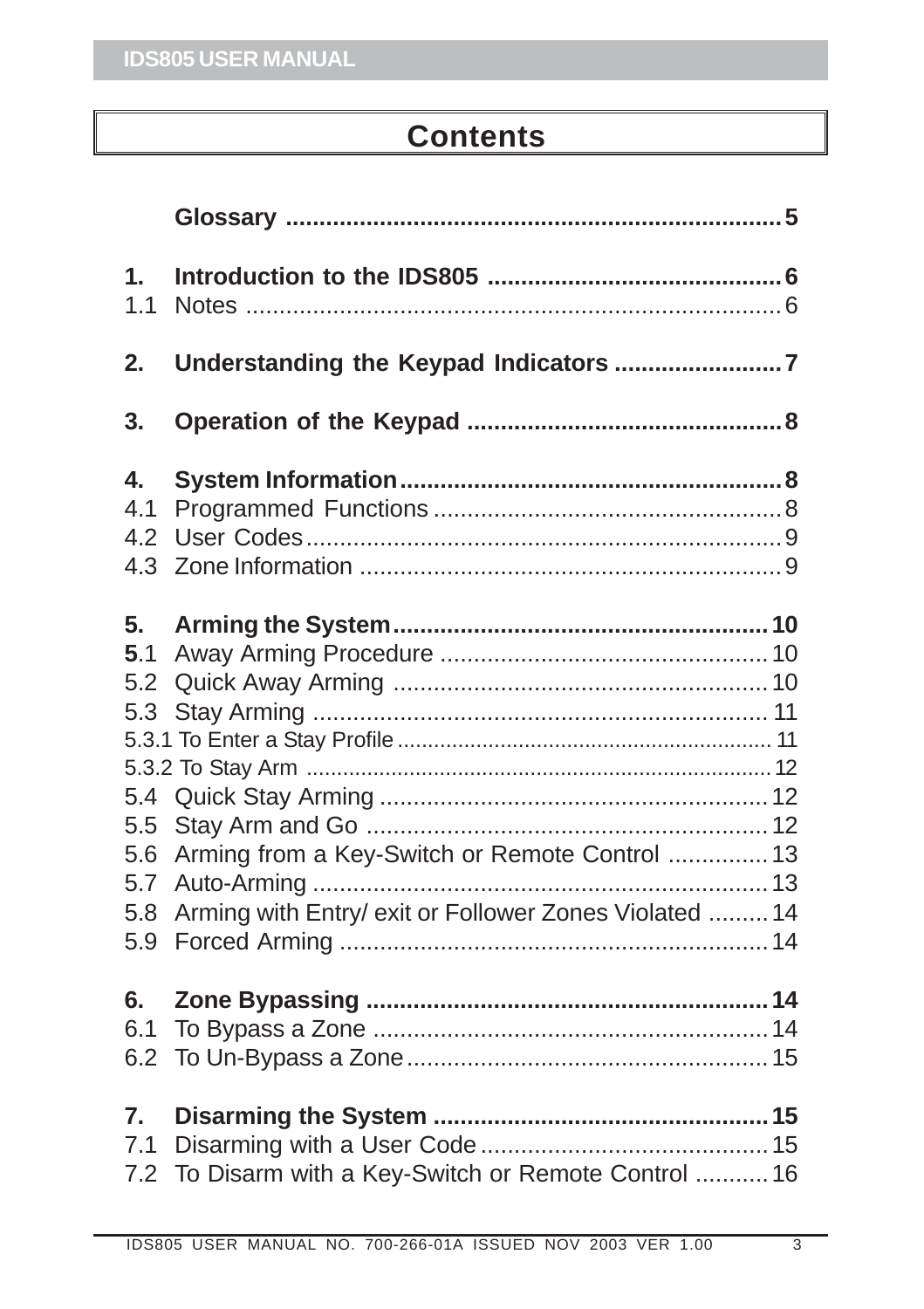# Contents

**Glossary** .......................................................................... **5**

**1. Introduction to the IDS805** ............................................ **6**
1.1 Notes ................................................................................ 6

**2. Understanding the Keypad Indicators** ......................... **7**

**3. Operation of the Keypad** ............................................... **8**

**4. System Information** ......................................................... **8**
4.1 Programmed Functions .................................................... 8
4.2 User Codes....................................................................... 9
4.3 Zone Information ............................................................... 9

**5. Arming the System** ........................................................ **10**
**5**.1 Away Arming Procedure ................................................. 10
5.2 Quick Away Arming ........................................................ 10
5.3 Stay Arming .................................................................... 11
5.3.1 To Enter a Stay Profile ........................................................... 11
5.3.2 To Stay Arm ........................................................................... 12
5.4 Quick Stay Arming .......................................................... 12
5.5 Stay Arm and Go ............................................................ 12
5.6 Arming from a Key-Switch or Remote Control ............... 13
5.7 Auto-Arming .................................................................... 13
5.8 Arming with Entry/ exit or Follower Zones Violated ......... 14
5.9 Forced Arming ................................................................ 14

**6. Zone Bypassing** ............................................................ **14**
6.1 To Bypass a Zone ........................................................... 14
6.2 To Un-Bypass a Zone...................................................... 15

**7. Disarming the System** .................................................. **15**
7.1 Disarming with a User Code ........................................... 15
7.2 To Disarm with a Key-Switch or Remote Control ........... 16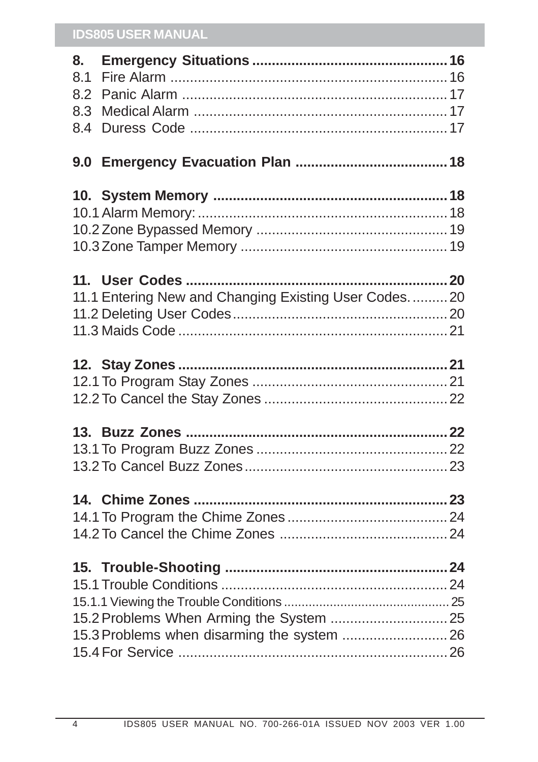| | | |
|---|---|---|
| **8.** | **Emergency Situations** | **16** |
| 8.1 | Fire Alarm | 16 |
| 8.2 | Panic Alarm | 17 |
| 8.3 | Medical Alarm | 17 |
| 8.4 | Duress Code | 17 |
| **9.0** | **Emergency Evacuation Plan** | **18** |
| **10.** | **System Memory** | **18** |
| 10.1 | Alarm Memory: | 18 |
| 10.2 | Zone Bypassed Memory | 19 |
| 10.3 | Zone Tamper Memory | 19 |
| **11.** | **User Codes** | **20** |
| 11.1 | Entering New and Changing Existing User Codes. | 20 |
| 11.2 | Deleting User Codes | 20 |
| 11.3 | Maids Code | 21 |
| **12.** | **Stay Zones** | **21** |
| 12.1 | To Program Stay Zones | 21 |
| 12.2 | To Cancel the Stay Zones | 22 |
| **13.** | **Buzz Zones** | **22** |
| 13.1 | To Program Buzz Zones | 22 |
| 13.2 | To Cancel Buzz Zones | 23 |
| **14.** | **Chime Zones** | **23** |
| 14.1 | To Program the Chime Zones | 24 |
| 14.2 | To Cancel the Chime Zones | 24 |
| **15.** | **Trouble-Shooting** | **24** |
| 15.1 | Trouble Conditions | 24 |
| 15.1.1 | Viewing the Trouble Conditions | 25 |
| 15.2 | Problems When Arming the System | 25 |
| 15.3 | Problems when disarming the system | 26 |
| 15.4 | For Service | 26 |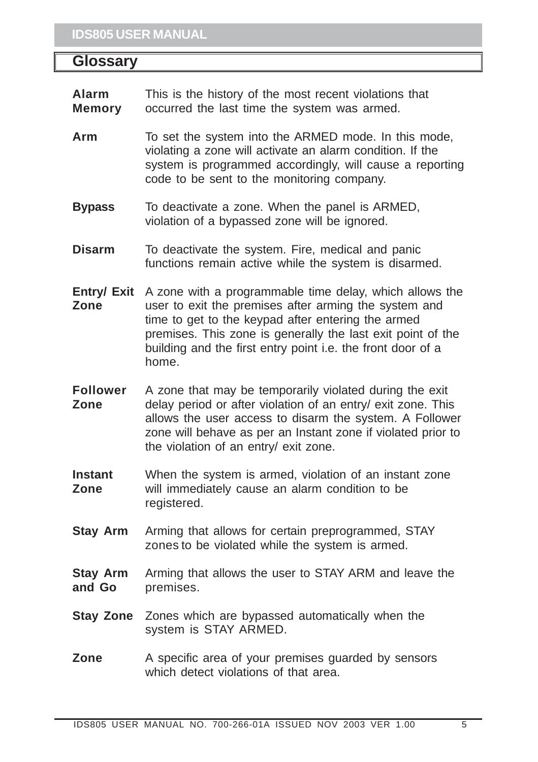## Glossary

**Alarm Memory** This is the history of the most recent violations that occurred the last time the system was armed.

**Arm** To set the system into the ARMED mode. In this mode, violating a zone will activate an alarm condition. If the system is programmed accordingly, will cause a reporting code to be sent to the monitoring company.

**Bypass** To deactivate a zone. When the panel is ARMED, violation of a bypassed zone will be ignored.

**Disarm** To deactivate the system. Fire, medical and panic functions remain active while the system is disarmed.

**Entry/ Exit Zone** A zone with a programmable time delay, which allows the user to exit the premises after arming the system and time to get to the keypad after entering the armed premises. This zone is generally the last exit point of the building and the first entry point i.e. the front door of a home.

**Follower Zone** A zone that may be temporarily violated during the exit delay period or after violation of an entry/ exit zone. This allows the user access to disarm the system. A Follower zone will behave as per an Instant zone if violated prior to the violation of an entry/ exit zone.

**Instant Zone** When the system is armed, violation of an instant zone will immediately cause an alarm condition to be registered.

**Stay Arm** Arming that allows for certain preprogrammed, STAY zones to be violated while the system is armed.

**Stay Arm and Go** Arming that allows the user to STAY ARM and leave the premises.

**Stay Zone** Zones which are bypassed automatically when the system is STAY ARMED.

**Zone** A specific area of your premises guarded by sensors which detect violations of that area.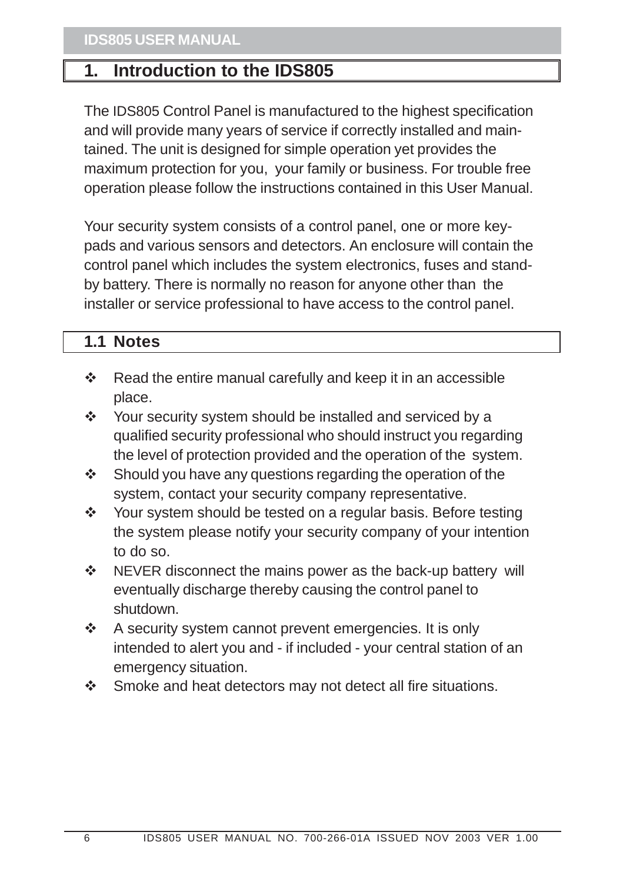# 1. Introduction to the IDS805

The IDS805 Control Panel is manufactured to the highest specification and will provide many years of service if correctly installed and maintained. The unit is designed for simple operation yet provides the maximum protection for you, your family or business. For trouble free operation please follow the instructions contained in this User Manual.

Your security system consists of a control panel, one or more keypads and various sensors and detectors. An enclosure will contain the control panel which includes the system electronics, fuses and standby battery. There is normally no reason for anyone other than the installer or service professional to have access to the control panel.

## 1.1 Notes

- Read the entire manual carefully and keep it in an accessible place.
- Your security system should be installed and serviced by a qualified security professional who should instruct you regarding the level of protection provided and the operation of the system.
- Should you have any questions regarding the operation of the system, contact your security company representative.
- Your system should be tested on a regular basis. Before testing the system please notify your security company of your intention to do so.
- NEVER disconnect the mains power as the back-up battery will eventually discharge thereby causing the control panel to shutdown.
- A security system cannot prevent emergencies. It is only intended to alert you and - if included - your central station of an emergency situation.
- Smoke and heat detectors may not detect all fire situations.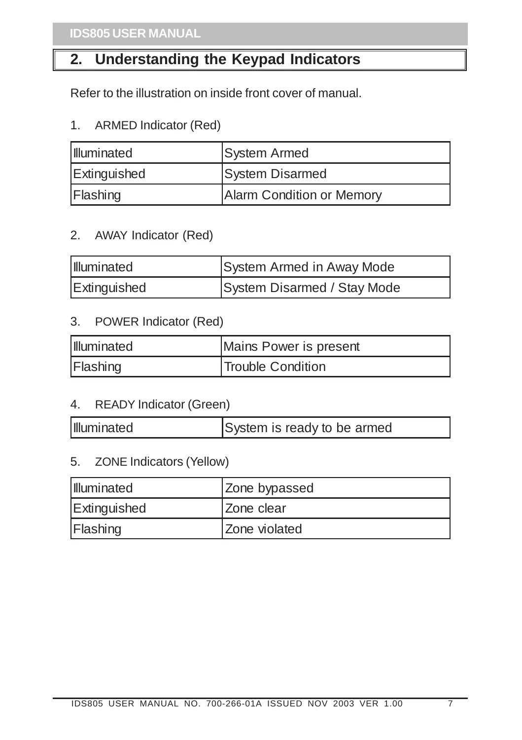## 2. Understanding the Keypad Indicators

Refer to the illustration on inside front cover of manual.

1. ARMED Indicator (Red)

| | |
|---|---|
| Illuminated | System Armed |
| Extinguished | System Disarmed |
| Flashing | Alarm Condition or Memory |

2. AWAY Indicator (Red)

| | |
|---|---|
| Illuminated | System Armed in Away Mode |
| Extinguished | System Disarmed / Stay Mode |

3. POWER Indicator (Red)

| | |
|---|---|
| Illuminated | Mains Power is present |
| Flashing | Trouble Condition |

4. READY Indicator (Green)

| | |
|---|---|
| Illuminated | System is ready to be armed |

5. ZONE Indicators (Yellow)

| | |
|---|---|
| Illuminated | Zone bypassed |
| Extinguished | Zone clear |
| Flashing | Zone violated |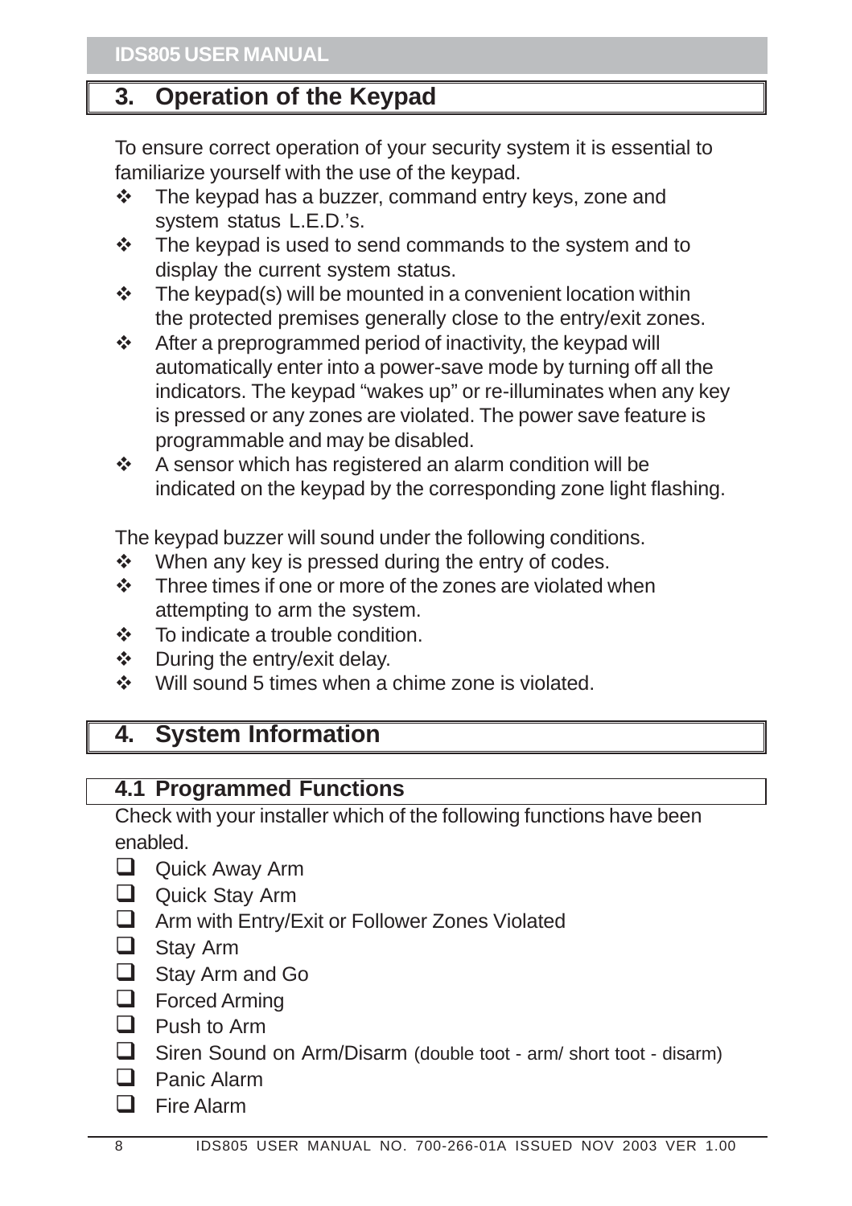## 3. Operation of the Keypad

To ensure correct operation of your security system it is essential to familiarize yourself with the use of the keypad.

- The keypad has a buzzer, command entry keys, zone and system status L.E.D.'s.
- The keypad is used to send commands to the system and to display the current system status.
- The keypad(s) will be mounted in a convenient location within the protected premises generally close to the entry/exit zones.
- After a preprogrammed period of inactivity, the keypad will automatically enter into a power-save mode by turning off all the indicators. The keypad "wakes up" or re-illuminates when any key is pressed or any zones are violated. The power save feature is programmable and may be disabled.
- A sensor which has registered an alarm condition will be indicated on the keypad by the corresponding zone light flashing.

The keypad buzzer will sound under the following conditions.

- When any key is pressed during the entry of codes.
- Three times if one or more of the zones are violated when attempting to arm the system.
- To indicate a trouble condition.
- During the entry/exit delay.
- Will sound 5 times when a chime zone is violated.

## 4. System Information

### 4.1 Programmed Functions

Check with your installer which of the following functions have been enabled.

- [ ] Quick Away Arm
- [ ] Quick Stay Arm
- [ ] Arm with Entry/Exit or Follower Zones Violated
- [ ] Stay Arm
- [ ] Stay Arm and Go
- [ ] Forced Arming
- [ ] Push to Arm
- [ ] Siren Sound on Arm/Disarm (double toot - arm/ short toot - disarm)
- [ ] Panic Alarm
- [ ] Fire Alarm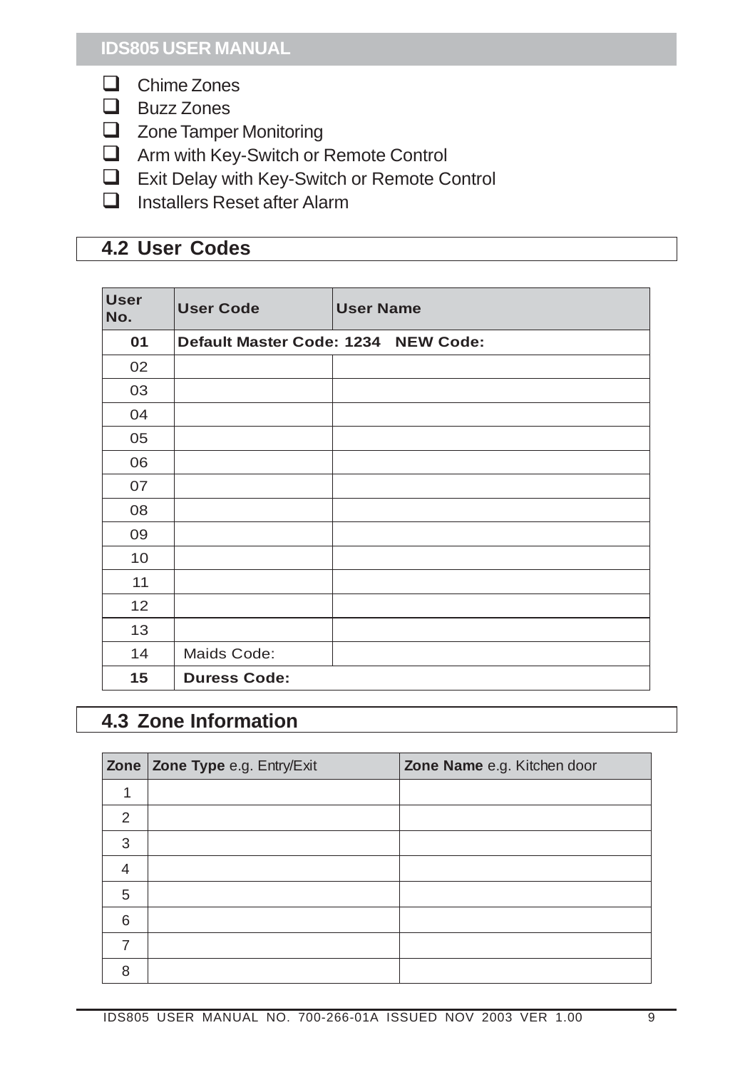- ☐ Chime Zones
- ☐ Buzz Zones
- ☐ Zone Tamper Monitoring
- ☐ Arm with Key-Switch or Remote Control
- ☐ Exit Delay with Key-Switch or Remote Control
- ☐ Installers Reset after Alarm

## 4.2 User Codes

| User No. | User Code | User Name |
|---|---|---|
| **01** | **Default Master Code: 1234 NEW Code:** | |
| 02 | | |
| 03 | | |
| 04 | | |
| 05 | | |
| 06 | | |
| 07 | | |
| 08 | | |
| 09 | | |
| 10 | | |
| 11 | | |
| 12 | | |
| 13 | | |
| 14 | Maids Code: | |
| **15** | **Duress Code:** | |

## 4.3 Zone Information

| Zone | **Zone Type** e.g. Entry/Exit | **Zone Name** e.g. Kitchen door |
|---|---|---|
| 1 | | |
| 2 | | |
| 3 | | |
| 4 | | |
| 5 | | |
| 6 | | |
| 7 | | |
| 8 | | |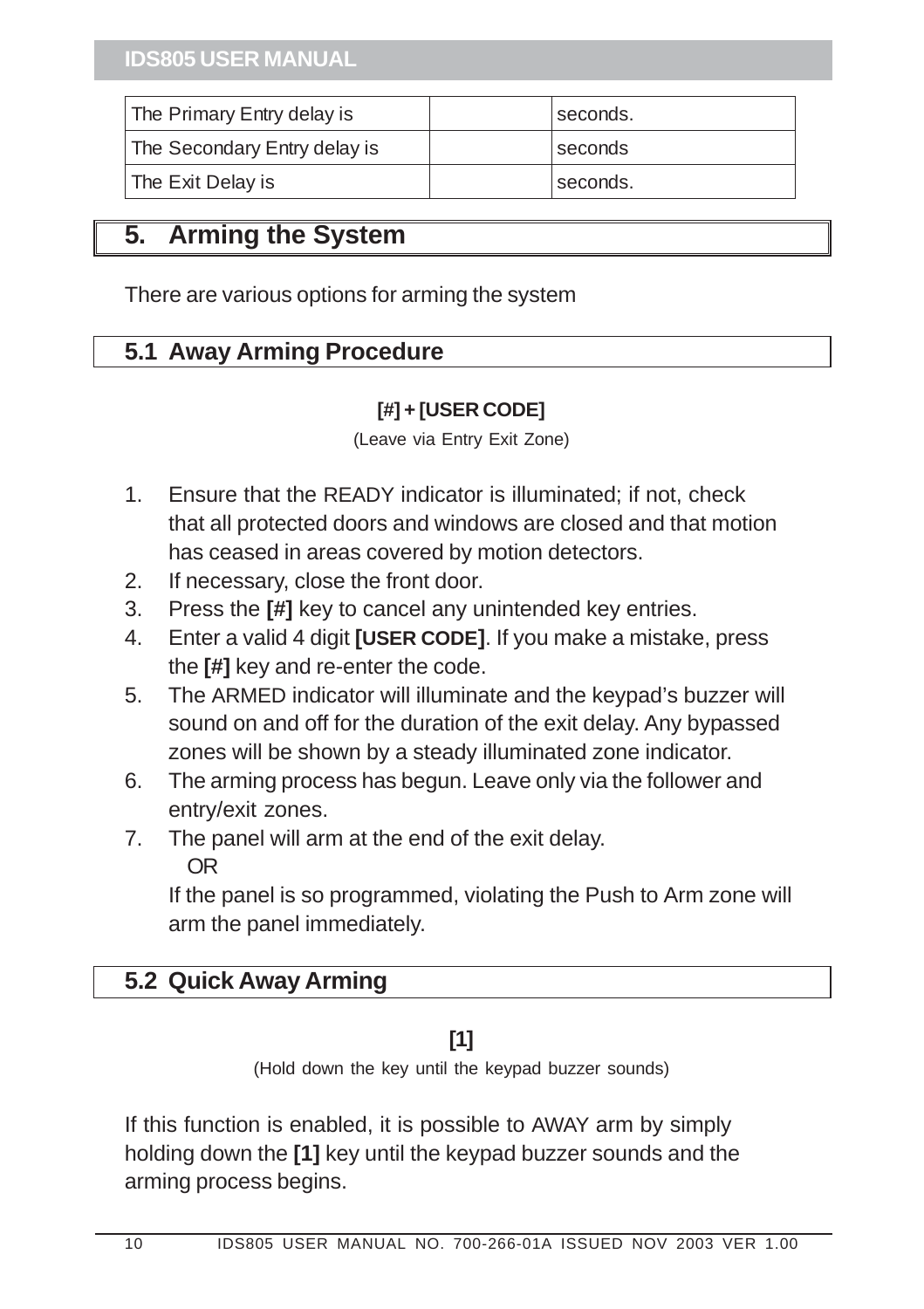| The Primary Entry delay is | | seconds. |
|---|---|---|
| The Secondary Entry delay is | | seconds |
| The Exit Delay is | | seconds. |

# 5. Arming the System

There are various options for arming the system

## 5.1 Away Arming Procedure

**[#] + [USER CODE]**

(Leave via Entry Exit Zone)

1. Ensure that the READY indicator is illuminated; if not, check that all protected doors and windows are closed and that motion has ceased in areas covered by motion detectors.
2. If necessary, close the front door.
3. Press the **[#]** key to cancel any unintended key entries.
4. Enter a valid 4 digit **[USER CODE]**. If you make a mistake, press the **[#]** key and re-enter the code.
5. The ARMED indicator will illuminate and the keypad's buzzer will sound on and off for the duration of the exit delay. Any bypassed zones will be shown by a steady illuminated zone indicator.
6. The arming process has begun. Leave only via the follower and entry/exit zones.
7. The panel will arm at the end of the exit delay.

   OR

   If the panel is so programmed, violating the Push to Arm zone will arm the panel immediately.

## 5.2 Quick Away Arming

**[1]**

(Hold down the key until the keypad buzzer sounds)

If this function is enabled, it is possible to AWAY arm by simply holding down the **[1]** key until the keypad buzzer sounds and the arming process begins.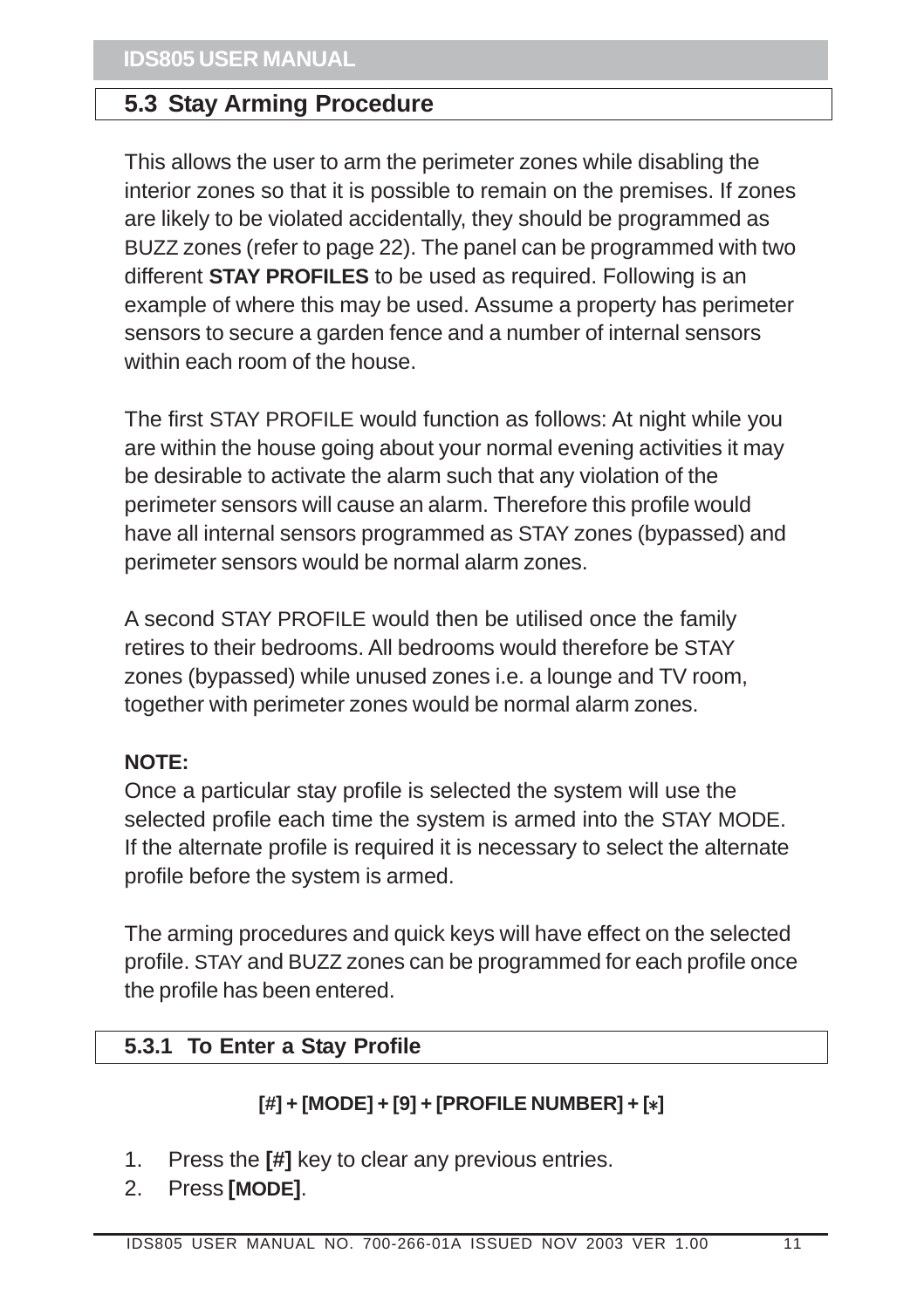## 5.3 Stay Arming Procedure

This allows the user to arm the perimeter zones while disabling the interior zones so that it is possible to remain on the premises. If zones are likely to be violated accidentally, they should be programmed as BUZZ zones (refer to page 22). The panel can be programmed with two different **STAY PROFILES** to be used as required. Following is an example of where this may be used. Assume a property has perimeter sensors to secure a garden fence and a number of internal sensors within each room of the house.

The first STAY PROFILE would function as follows: At night while you are within the house going about your normal evening activities it may be desirable to activate the alarm such that any violation of the perimeter sensors will cause an alarm. Therefore this profile would have all internal sensors programmed as STAY zones (bypassed) and perimeter sensors would be normal alarm zones.

A second STAY PROFILE would then be utilised once the family retires to their bedrooms. All bedrooms would therefore be STAY zones (bypassed) while unused zones i.e. a lounge and TV room, together with perimeter zones would be normal alarm zones.

**NOTE:**
Once a particular stay profile is selected the system will use the selected profile each time the system is armed into the STAY MODE. If the alternate profile is required it is necessary to select the alternate profile before the system is armed.

The arming procedures and quick keys will have effect on the selected profile. STAY and BUZZ zones can be programmed for each profile once the profile has been entered.

### 5.3.1 To Enter a Stay Profile

**[#] + [MODE] + [9] + [PROFILE NUMBER] + [*]**

1. Press the **[#]** key to clear any previous entries.
2. Press **[MODE]**.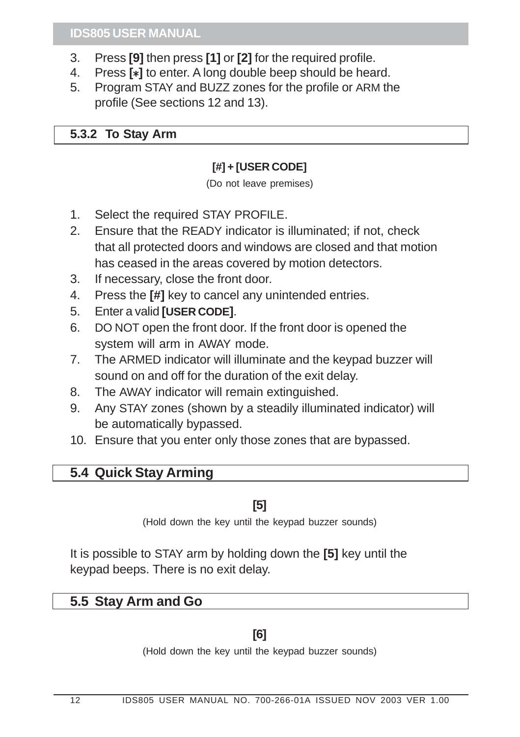3. Press **[9]** then press **[1]** or **[2]** for the required profile.
4. Press **[*]** to enter. A long double beep should be heard.
5. Program STAY and BUZZ zones for the profile or ARM the profile (See sections 12 and 13).

### 5.3.2 To Stay Arm

**[#] + [USER CODE]**

(Do not leave premises)

1. Select the required STAY PROFILE.
2. Ensure that the READY indicator is illuminated; if not, check that all protected doors and windows are closed and that motion has ceased in the areas covered by motion detectors.
3. If necessary, close the front door.
4. Press the **[#]** key to cancel any unintended entries.
5. Enter a valid **[USER CODE]**.
6. DO NOT open the front door. If the front door is opened the system will arm in AWAY mode.
7. The ARMED indicator will illuminate and the keypad buzzer will sound on and off for the duration of the exit delay.
8. The AWAY indicator will remain extinguished.
9. Any STAY zones (shown by a steadily illuminated indicator) will be automatically bypassed.
10. Ensure that you enter only those zones that are bypassed.

## 5.4 Quick Stay Arming

**[5]**

(Hold down the key until the keypad buzzer sounds)

It is possible to STAY arm by holding down the **[5]** key until the keypad beeps. There is no exit delay.

## 5.5 Stay Arm and Go

**[6]**

(Hold down the key until the keypad buzzer sounds)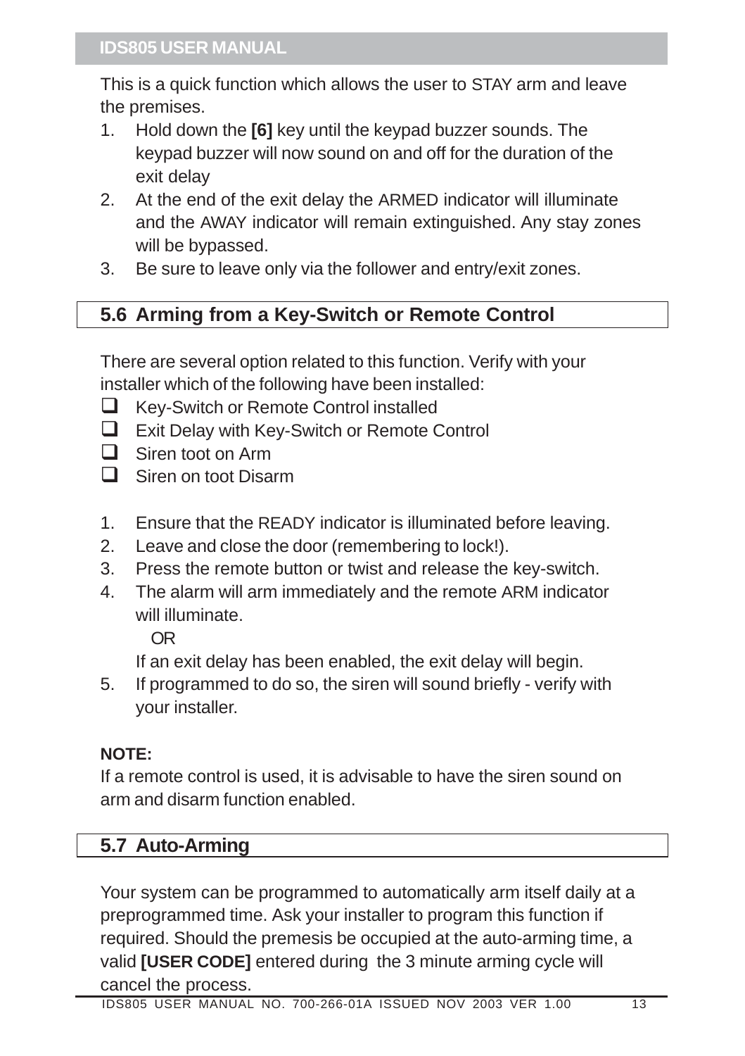This is a quick function which allows the user to STAY arm and leave the premises.

1. Hold down the **[6]** key until the keypad buzzer sounds. The keypad buzzer will now sound on and off for the duration of the exit delay
2. At the end of the exit delay the ARMED indicator will illuminate and the AWAY indicator will remain extinguished. Any stay zones will be bypassed.
3. Be sure to leave only via the follower and entry/exit zones.

## 5.6 Arming from a Key-Switch or Remote Control

There are several option related to this function. Verify with your installer which of the following have been installed:

- ☐ Key-Switch or Remote Control installed
- ☐ Exit Delay with Key-Switch or Remote Control
- ☐ Siren toot on Arm
- ☐ Siren on toot Disarm

1. Ensure that the READY indicator is illuminated before leaving.
2. Leave and close the door (remembering to lock!).
3. Press the remote button or twist and release the key-switch.
4. The alarm will arm immediately and the remote ARM indicator will illuminate.

   OR

   If an exit delay has been enabled, the exit delay will begin.
5. If programmed to do so, the siren will sound briefly - verify with your installer.

**NOTE:**
If a remote control is used, it is advisable to have the siren sound on arm and disarm function enabled.

## 5.7 Auto-Arming

Your system can be programmed to automatically arm itself daily at a preprogrammed time. Ask your installer to program this function if required. Should the premesis be occupied at the auto-arming time, a valid **[USER CODE]** entered during the 3 minute arming cycle will cancel the process.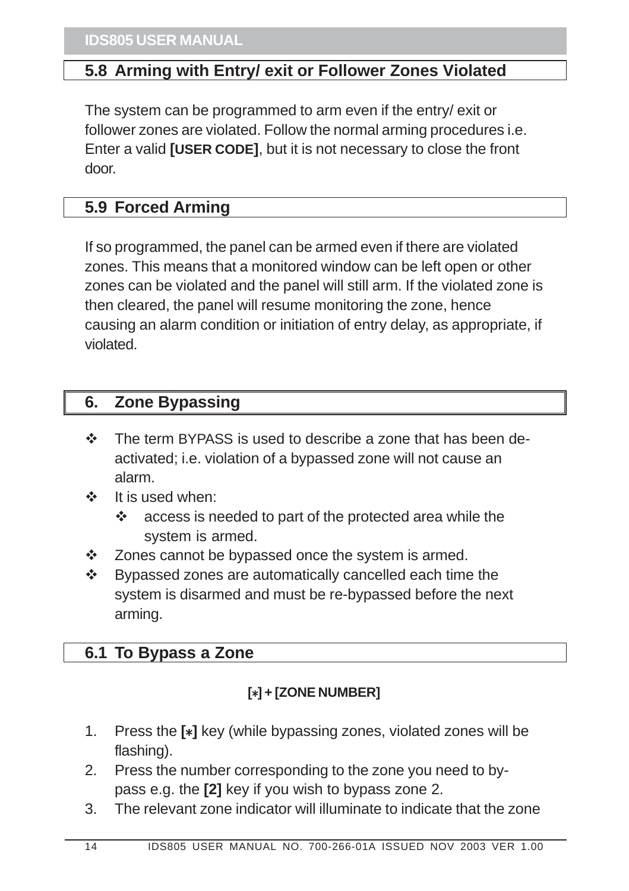## 5.8 Arming with Entry/ exit or Follower Zones Violated

The system can be programmed to arm even if the entry/ exit or follower zones are violated. Follow the normal arming procedures i.e. Enter a valid **[USER CODE]**, but it is not necessary to close the front door.

## 5.9 Forced Arming

If so programmed, the panel can be armed even if there are violated zones. This means that a monitored window can be left open or other zones can be violated and the panel will still arm. If the violated zone is then cleared, the panel will resume monitoring the zone, hence causing an alarm condition or initiation of entry delay, as appropriate, if violated.

# 6. Zone Bypassing

- The term BYPASS is used to describe a zone that has been de-activated; i.e. violation of a bypassed zone will not cause an alarm.
- It is used when:
    - access is needed to part of the protected area while the system is armed.
- Zones cannot be bypassed once the system is armed.
- Bypassed zones are automatically cancelled each time the system is disarmed and must be re-bypassed before the next arming.

## 6.1 To Bypass a Zone

**[∗] + [ZONE NUMBER]**

1. Press the **[∗]** key (while bypassing zones, violated zones will be flashing).
2. Press the number corresponding to the zone you need to by-pass e.g. the **[2]** key if you wish to bypass zone 2.
3. The relevant zone indicator will illuminate to indicate that the zone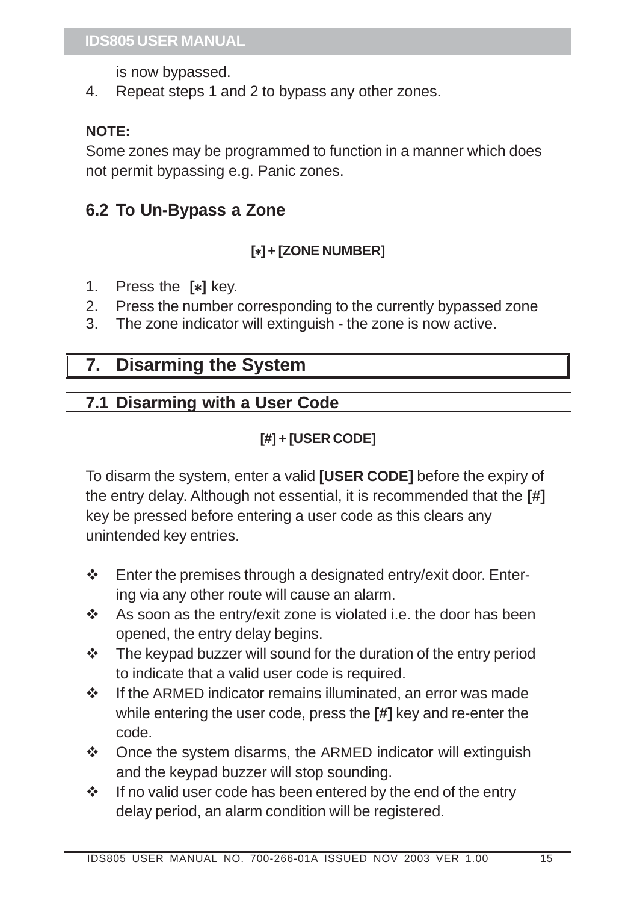is now bypassed.

4. Repeat steps 1 and 2 to bypass any other zones.

**NOTE:**
Some zones may be programmed to function in a manner which does not permit bypassing e.g. Panic zones.

## 6.2 To Un-Bypass a Zone

**[*] + [ZONE NUMBER]**

1. Press the **[*]** key.
2. Press the number corresponding to the currently bypassed zone
3. The zone indicator will extinguish - the zone is now active.

# 7. Disarming the System

## 7.1 Disarming with a User Code

**[#] + [USER CODE]**

To disarm the system, enter a valid **[USER CODE]** before the expiry of the entry delay. Although not essential, it is recommended that the **[#]** key be pressed before entering a user code as this clears any unintended key entries.

- Enter the premises through a designated entry/exit door. Entering via any other route will cause an alarm.
- As soon as the entry/exit zone is violated i.e. the door has been opened, the entry delay begins.
- The keypad buzzer will sound for the duration of the entry period to indicate that a valid user code is required.
- If the ARMED indicator remains illuminated, an error was made while entering the user code, press the **[#]** key and re-enter the code.
- Once the system disarms, the ARMED indicator will extinguish and the keypad buzzer will stop sounding.
- If no valid user code has been entered by the end of the entry delay period, an alarm condition will be registered.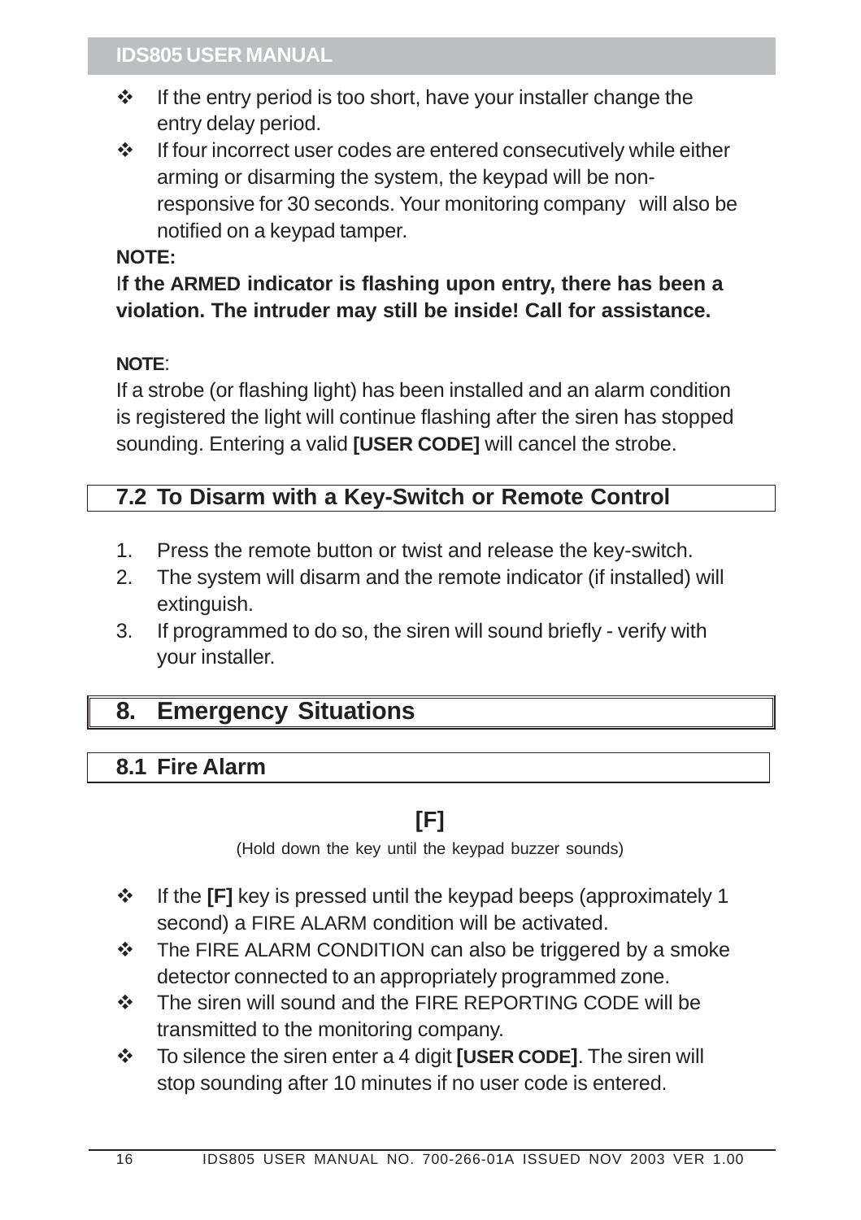- If the entry period is too short, have your installer change the entry delay period.
- If four incorrect user codes are entered consecutively while either arming or disarming the system, the keypad will be non-responsive for 30 seconds. Your monitoring company will also be notified on a keypad tamper.

**NOTE:**

**If the ARMED indicator is flashing upon entry, there has been a violation. The intruder may still be inside! Call for assistance.**

**NOTE**:

If a strobe (or flashing light) has been installed and an alarm condition is registered the light will continue flashing after the siren has stopped sounding. Entering a valid **[USER CODE]** will cancel the strobe.

### 7.2 To Disarm with a Key-Switch or Remote Control

1. Press the remote button or twist and release the key-switch.
2. The system will disarm and the remote indicator (if installed) will extinguish.
3. If programmed to do so, the siren will sound briefly - verify with your installer.

## 8. Emergency Situations

### 8.1 Fire Alarm

**[F]**

(Hold down the key until the keypad buzzer sounds)

- If the **[F]** key is pressed until the keypad beeps (approximately 1 second) a FIRE ALARM condition will be activated.
- The FIRE ALARM CONDITION can also be triggered by a smoke detector connected to an appropriately programmed zone.
- The siren will sound and the FIRE REPORTING CODE will be transmitted to the monitoring company.
- To silence the siren enter a 4 digit **[USER CODE]**. The siren will stop sounding after 10 minutes if no user code is entered.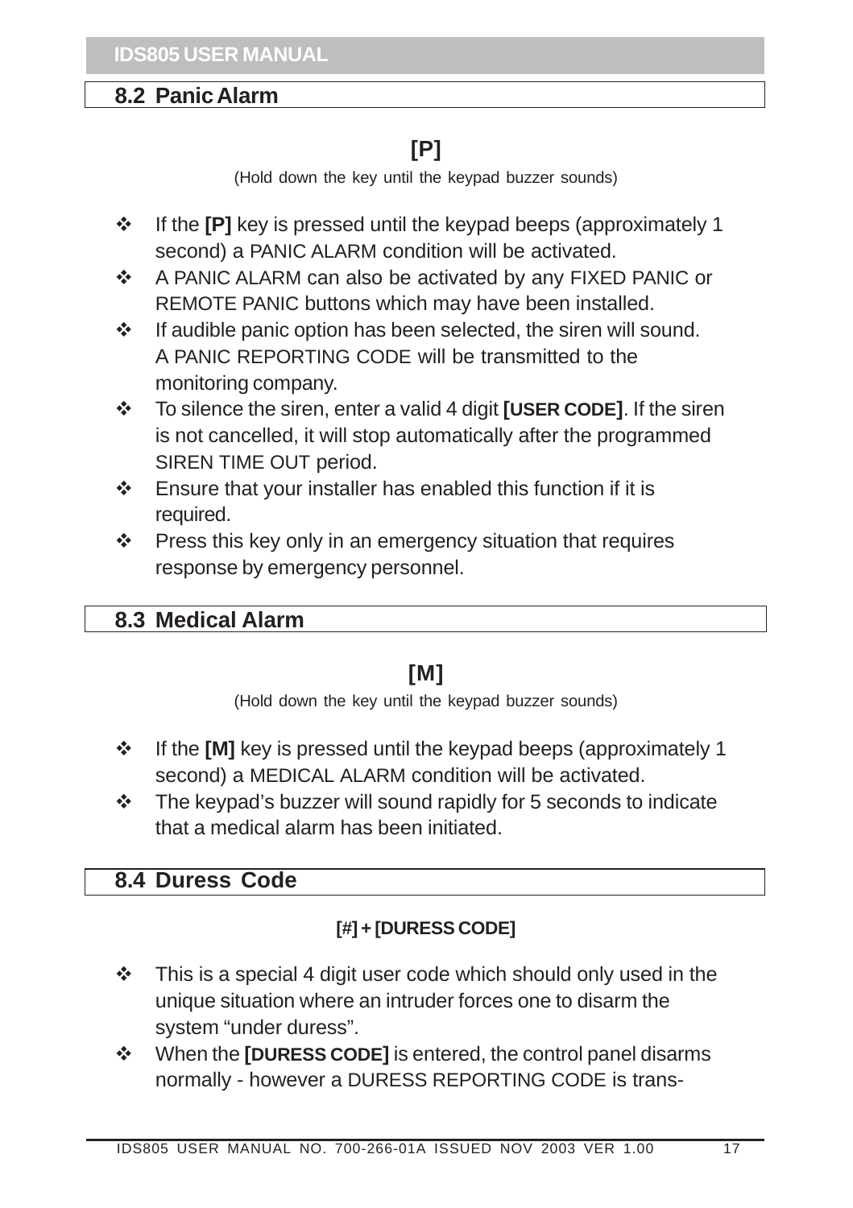## 8.2 Panic Alarm

**[P]**

(Hold down the key until the keypad buzzer sounds)

- If the **[P]** key is pressed until the keypad beeps (approximately 1 second) a PANIC ALARM condition will be activated.
- A PANIC ALARM can also be activated by any FIXED PANIC or REMOTE PANIC buttons which may have been installed.
- If audible panic option has been selected, the siren will sound. A PANIC REPORTING CODE will be transmitted to the monitoring company.
- To silence the siren, enter a valid 4 digit **[USER CODE]**. If the siren is not cancelled, it will stop automatically after the programmed SIREN TIME OUT period.
- Ensure that your installer has enabled this function if it is required.
- Press this key only in an emergency situation that requires response by emergency personnel.

## 8.3 Medical Alarm

**[M]**

(Hold down the key until the keypad buzzer sounds)

- If the **[M]** key is pressed until the keypad beeps (approximately 1 second) a MEDICAL ALARM condition will be activated.
- The keypad's buzzer will sound rapidly for 5 seconds to indicate that a medical alarm has been initiated.

## 8.4 Duress Code

**[#] + [DURESS CODE]**

- This is a special 4 digit user code which should only used in the unique situation where an intruder forces one to disarm the system "under duress".
- When the **[DURESS CODE]** is entered, the control panel disarms normally - however a DURESS REPORTING CODE is trans-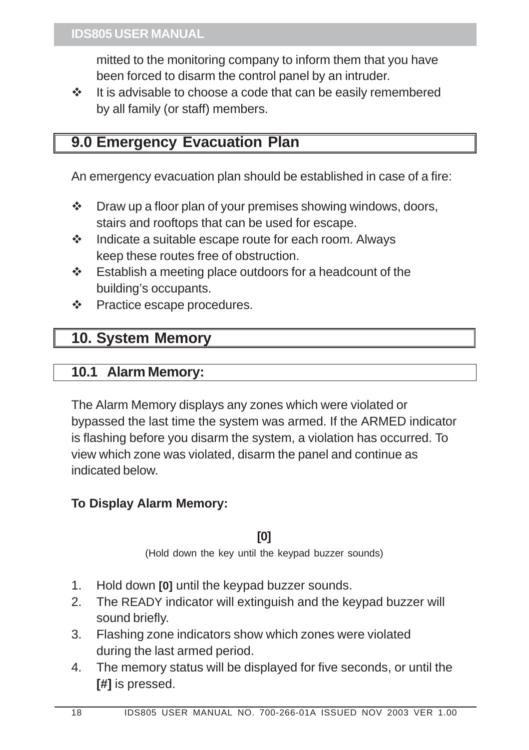mitted to the monitoring company to inform them that you have been forced to disarm the control panel by an intruder.

- It is advisable to choose a code that can be easily remembered by all family (or staff) members.

## 9.0 Emergency Evacuation Plan

An emergency evacuation plan should be established in case of a fire:

- Draw up a floor plan of your premises showing windows, doors, stairs and rooftops that can be used for escape.
- Indicate a suitable escape route for each room. Always keep these routes free of obstruction.
- Establish a meeting place outdoors for a headcount of the building's occupants.
- Practice escape procedures.

## 10. System Memory

### 10.1 Alarm Memory:

The Alarm Memory displays any zones which were violated or bypassed the last time the system was armed. If the ARMED indicator is flashing before you disarm the system, a violation has occurred. To view which zone was violated, disarm the panel and continue as indicated below.

**To Display Alarm Memory:**

**[0]**

(Hold down the key until the keypad buzzer sounds)

1. Hold down **[0]** until the keypad buzzer sounds.
2. The READY indicator will extinguish and the keypad buzzer will sound briefly.
3. Flashing zone indicators show which zones were violated during the last armed period.
4. The memory status will be displayed for five seconds, or until the **[#]** is pressed.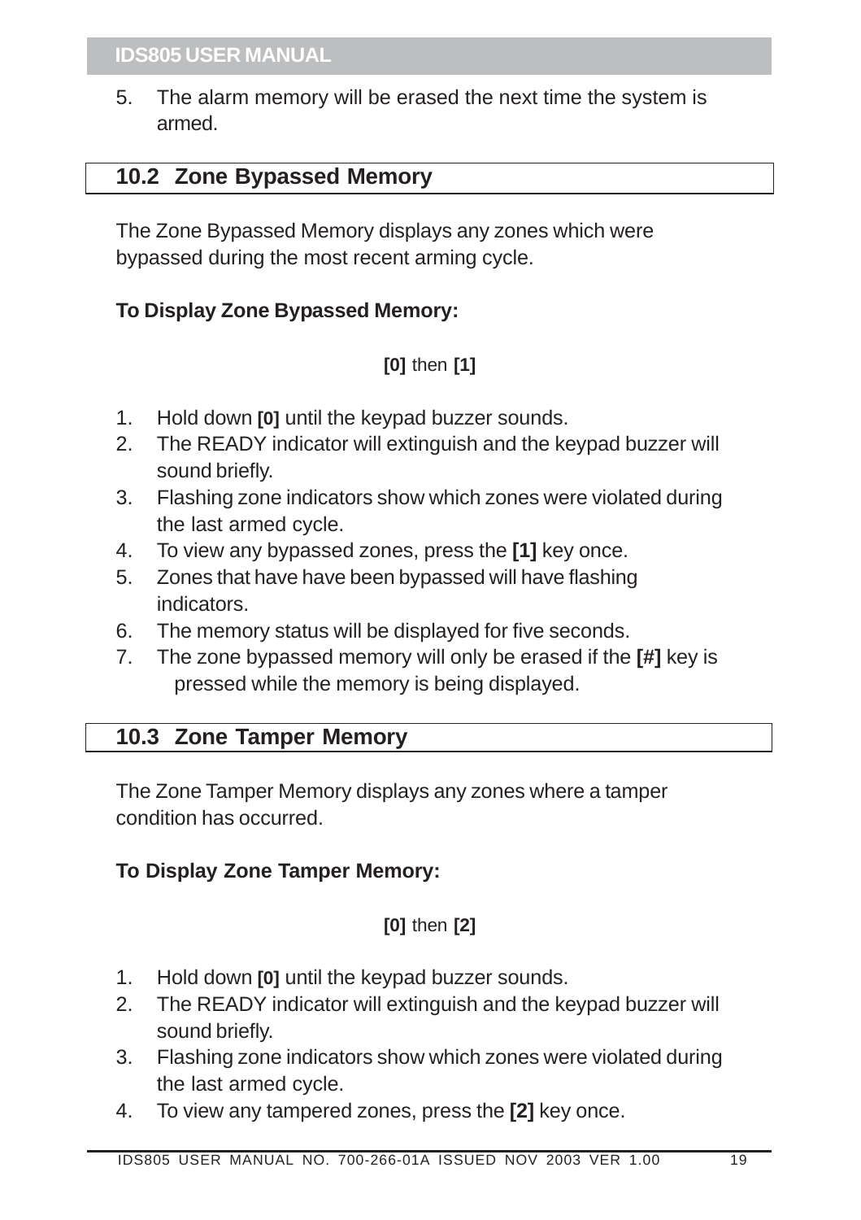5. The alarm memory will be erased the next time the system is armed.

## 10.2 Zone Bypassed Memory

The Zone Bypassed Memory displays any zones which were bypassed during the most recent arming cycle.

**To Display Zone Bypassed Memory:**

**[0]** then **[1]**

1. Hold down **[0]** until the keypad buzzer sounds.
2. The READY indicator will extinguish and the keypad buzzer will sound briefly.
3. Flashing zone indicators show which zones were violated during the last armed cycle.
4. To view any bypassed zones, press the **[1]** key once.
5. Zones that have have been bypassed will have flashing indicators.
6. The memory status will be displayed for five seconds.
7. The zone bypassed memory will only be erased if the **[#]** key is pressed while the memory is being displayed.

## 10.3 Zone Tamper Memory

The Zone Tamper Memory displays any zones where a tamper condition has occurred.

**To Display Zone Tamper Memory:**

**[0]** then **[2]**

1. Hold down **[0]** until the keypad buzzer sounds.
2. The READY indicator will extinguish and the keypad buzzer will sound briefly.
3. Flashing zone indicators show which zones were violated during the last armed cycle.
4. To view any tampered zones, press the **[2]** key once.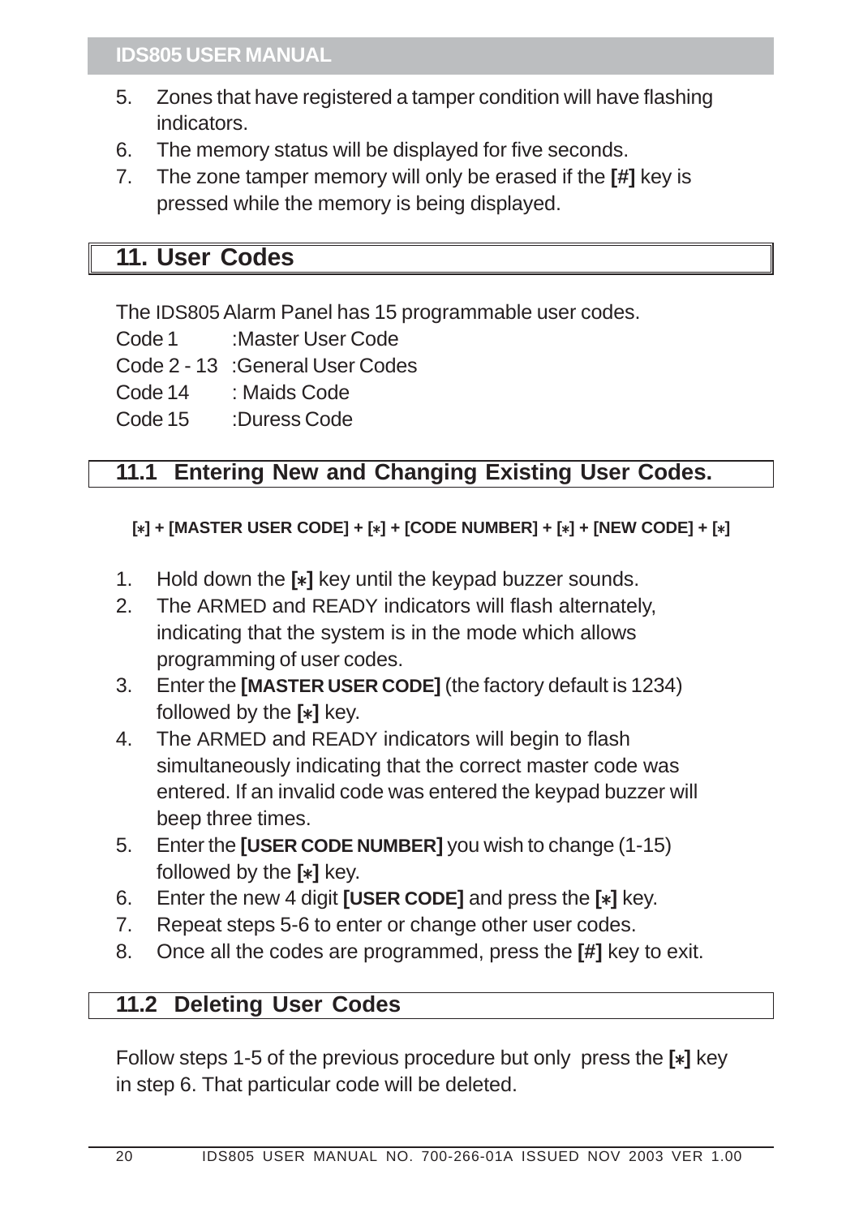5. Zones that have registered a tamper condition will have flashing indicators.
6. The memory status will be displayed for five seconds.
7. The zone tamper memory will only be erased if the **[#]** key is pressed while the memory is being displayed.

## 11. User Codes

The IDS805 Alarm Panel has 15 programmable user codes.

Code 1 :Master User Code
Code 2 - 13 :General User Codes
Code 14 : Maids Code
Code 15 :Duress Code

### 11.1 Entering New and Changing Existing User Codes.

**[*] + [MASTER USER CODE] + [*] + [CODE NUMBER] + [*] + [NEW CODE] + [*]**

1. Hold down the **[*]** key until the keypad buzzer sounds.
2. The ARMED and READY indicators will flash alternately, indicating that the system is in the mode which allows programming of user codes.
3. Enter the **[MASTER USER CODE]** (the factory default is 1234) followed by the **[*]** key.
4. The ARMED and READY indicators will begin to flash simultaneously indicating that the correct master code was entered. If an invalid code was entered the keypad buzzer will beep three times.
5. Enter the **[USER CODE NUMBER]** you wish to change (1-15) followed by the **[*]** key.
6. Enter the new 4 digit **[USER CODE]** and press the **[*]** key.
7. Repeat steps 5-6 to enter or change other user codes.
8. Once all the codes are programmed, press the **[#]** key to exit.

### 11.2 Deleting User Codes

Follow steps 1-5 of the previous procedure but only press the **[*]** key in step 6. That particular code will be deleted.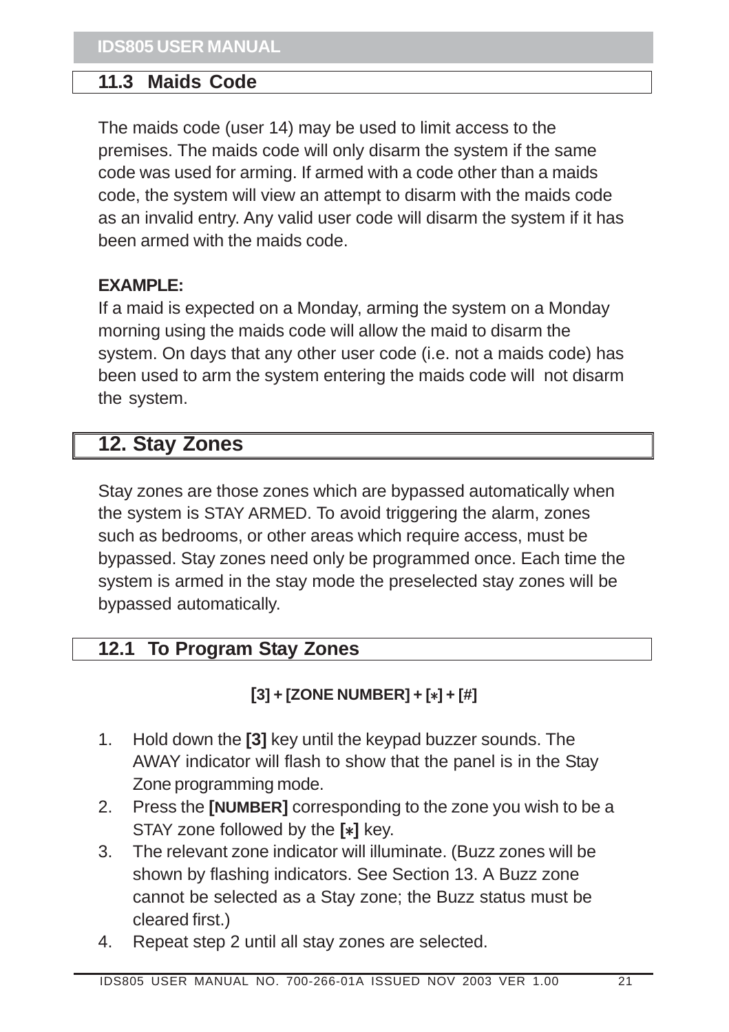## 11.3 Maids Code

The maids code (user 14) may be used to limit access to the premises. The maids code will only disarm the system if the same code was used for arming. If armed with a code other than a maids code, the system will view an attempt to disarm with the maids code as an invalid entry. Any valid user code will disarm the system if it has been armed with the maids code.

**EXAMPLE:**
If a maid is expected on a Monday, arming the system on a Monday morning using the maids code will allow the maid to disarm the system. On days that any other user code (i.e. not a maids code) has been used to arm the system entering the maids code will not disarm the system.

# 12. Stay Zones

Stay zones are those zones which are bypassed automatically when the system is STAY ARMED. To avoid triggering the alarm, zones such as bedrooms, or other areas which require access, must be bypassed. Stay zones need only be programmed once. Each time the system is armed in the stay mode the preselected stay zones will be bypassed automatically.

## 12.1 To Program Stay Zones

**[3] + [ZONE NUMBER] + [∗] + [#]**

1. Hold down the **[3]** key until the keypad buzzer sounds. The AWAY indicator will flash to show that the panel is in the Stay Zone programming mode.
2. Press the **[NUMBER]** corresponding to the zone you wish to be a STAY zone followed by the **[∗]** key.
3. The relevant zone indicator will illuminate. (Buzz zones will be shown by flashing indicators. See Section 13. A Buzz zone cannot be selected as a Stay zone; the Buzz status must be cleared first.)
4. Repeat step 2 until all stay zones are selected.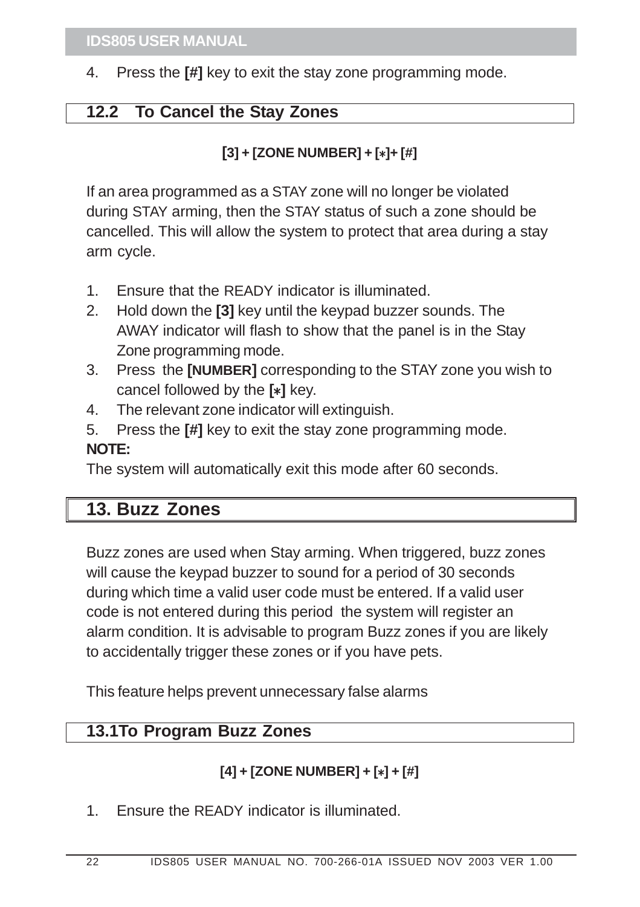4. Press the **[#]** key to exit the stay zone programming mode.

## 12.2 To Cancel the Stay Zones

**[3] + [ZONE NUMBER] + [*]+ [#]**

If an area programmed as a STAY zone will no longer be violated during STAY arming, then the STAY status of such a zone should be cancelled. This will allow the system to protect that area during a stay arm cycle.

1. Ensure that the READY indicator is illuminated.
2. Hold down the **[3]** key until the keypad buzzer sounds. The AWAY indicator will flash to show that the panel is in the Stay Zone programming mode.
3. Press the **[NUMBER]** corresponding to the STAY zone you wish to cancel followed by the **[*]** key.
4. The relevant zone indicator will extinguish.
5. Press the **[#]** key to exit the stay zone programming mode.

**NOTE:**

The system will automatically exit this mode after 60 seconds.

# 13. Buzz Zones

Buzz zones are used when Stay arming. When triggered, buzz zones will cause the keypad buzzer to sound for a period of 30 seconds during which time a valid user code must be entered. If a valid user code is not entered during this period the system will register an alarm condition. It is advisable to program Buzz zones if you are likely to accidentally trigger these zones or if you have pets.

This feature helps prevent unnecessary false alarms

## 13.1To Program Buzz Zones

**[4] + [ZONE NUMBER] + [*] + [#]**

1. Ensure the READY indicator is illuminated.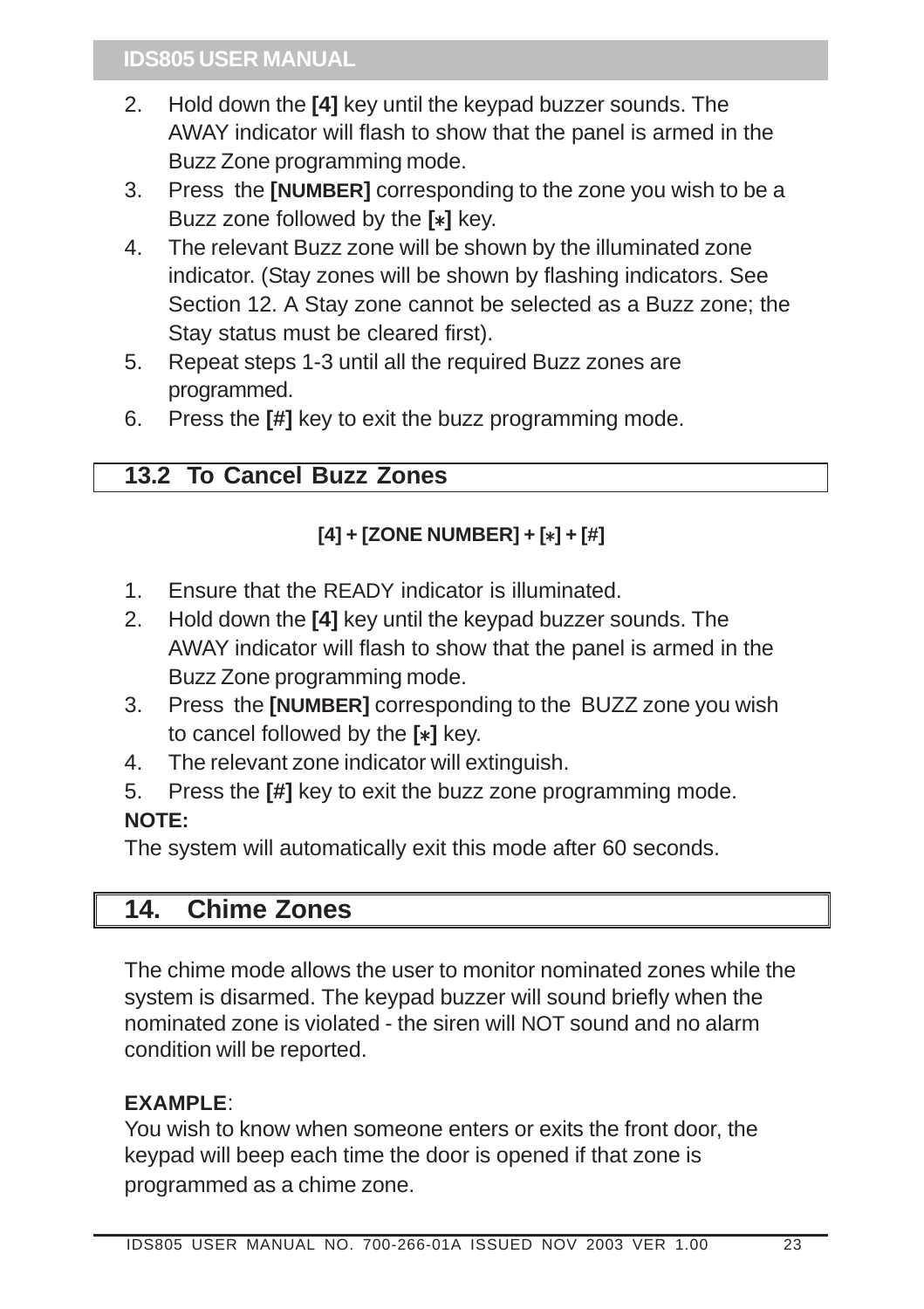2. Hold down the **[4]** key until the keypad buzzer sounds. The AWAY indicator will flash to show that the panel is armed in the Buzz Zone programming mode.
3. Press the **[NUMBER]** corresponding to the zone you wish to be a Buzz zone followed by the **[*]** key.
4. The relevant Buzz zone will be shown by the illuminated zone indicator. (Stay zones will be shown by flashing indicators. See Section 12. A Stay zone cannot be selected as a Buzz zone; the Stay status must be cleared first).
5. Repeat steps 1-3 until all the required Buzz zones are programmed.
6. Press the **[#]** key to exit the buzz programming mode.

## 13.2 To Cancel Buzz Zones

**[4] + [ZONE NUMBER] + [*] + [#]**

1. Ensure that the READY indicator is illuminated.
2. Hold down the **[4]** key until the keypad buzzer sounds. The AWAY indicator will flash to show that the panel is armed in the Buzz Zone programming mode.
3. Press the **[NUMBER]** corresponding to the BUZZ zone you wish to cancel followed by the **[*]** key.
4. The relevant zone indicator will extinguish.
5. Press the **[#]** key to exit the buzz zone programming mode.

**NOTE:**
The system will automatically exit this mode after 60 seconds.

# 14. Chime Zones

The chime mode allows the user to monitor nominated zones while the system is disarmed. The keypad buzzer will sound briefly when the nominated zone is violated - the siren will NOT sound and no alarm condition will be reported.

**EXAMPLE**:
You wish to know when someone enters or exits the front door, the keypad will beep each time the door is opened if that zone is programmed as a chime zone.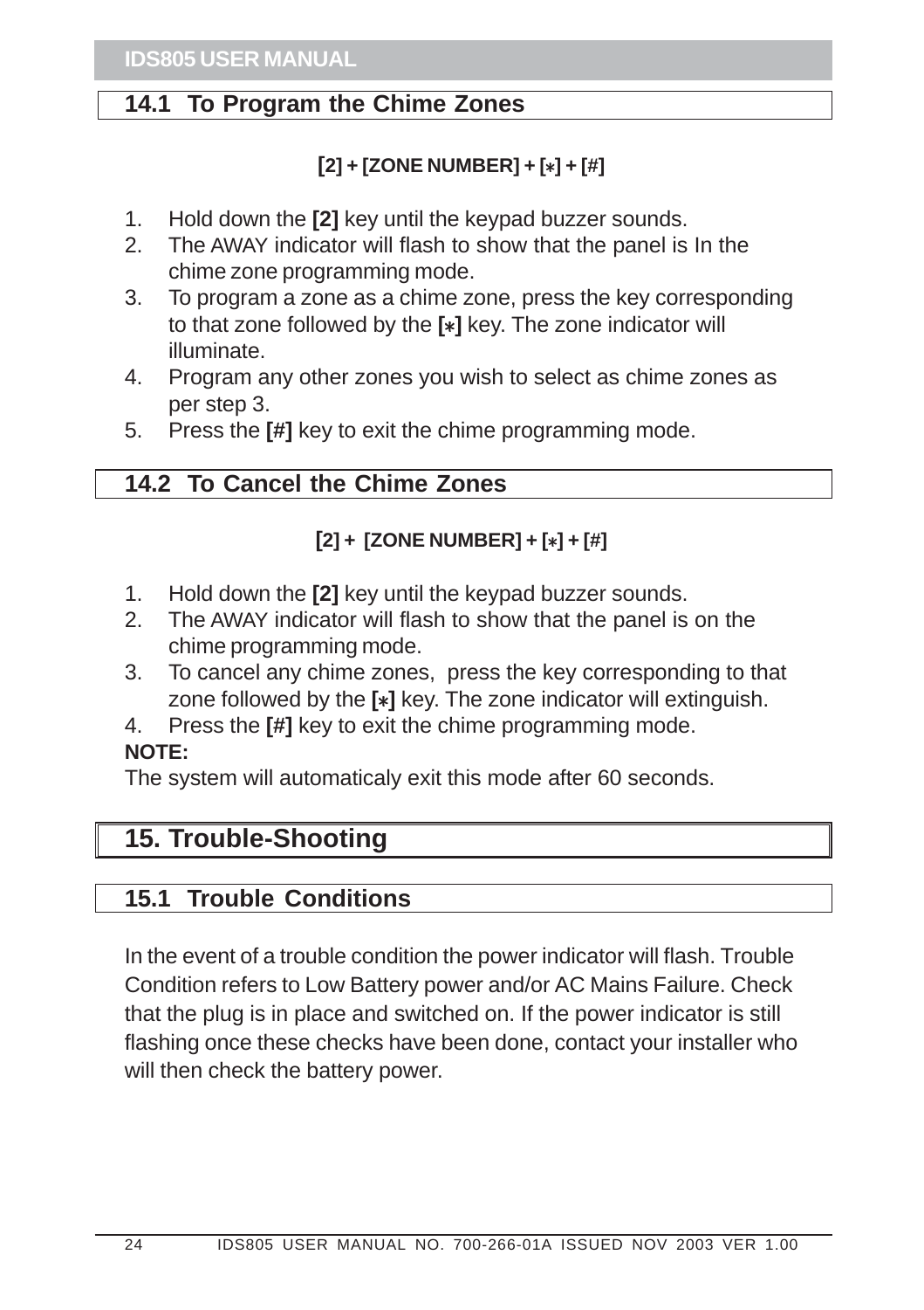## 14.1 To Program the Chime Zones

**[2] + [ZONE NUMBER] + [*] + [#]**

1. Hold down the **[2]** key until the keypad buzzer sounds.
2. The AWAY indicator will flash to show that the panel is In the chime zone programming mode.
3. To program a zone as a chime zone, press the key corresponding to that zone followed by the **[*]** key. The zone indicator will illuminate.
4. Program any other zones you wish to select as chime zones as per step 3.
5. Press the **[#]** key to exit the chime programming mode.

## 14.2 To Cancel the Chime Zones

**[2] + [ZONE NUMBER] + [*] + [#]**

1. Hold down the **[2]** key until the keypad buzzer sounds.
2. The AWAY indicator will flash to show that the panel is on the chime programming mode.
3. To cancel any chime zones, press the key corresponding to that zone followed by the **[*]** key. The zone indicator will extinguish.
4. Press the **[#]** key to exit the chime programming mode.

**NOTE:**
The system will automaticaly exit this mode after 60 seconds.

# 15. Trouble-Shooting

## 15.1 Trouble Conditions

In the event of a trouble condition the power indicator will flash. Trouble Condition refers to Low Battery power and/or AC Mains Failure. Check that the plug is in place and switched on. If the power indicator is still flashing once these checks have been done, contact your installer who will then check the battery power.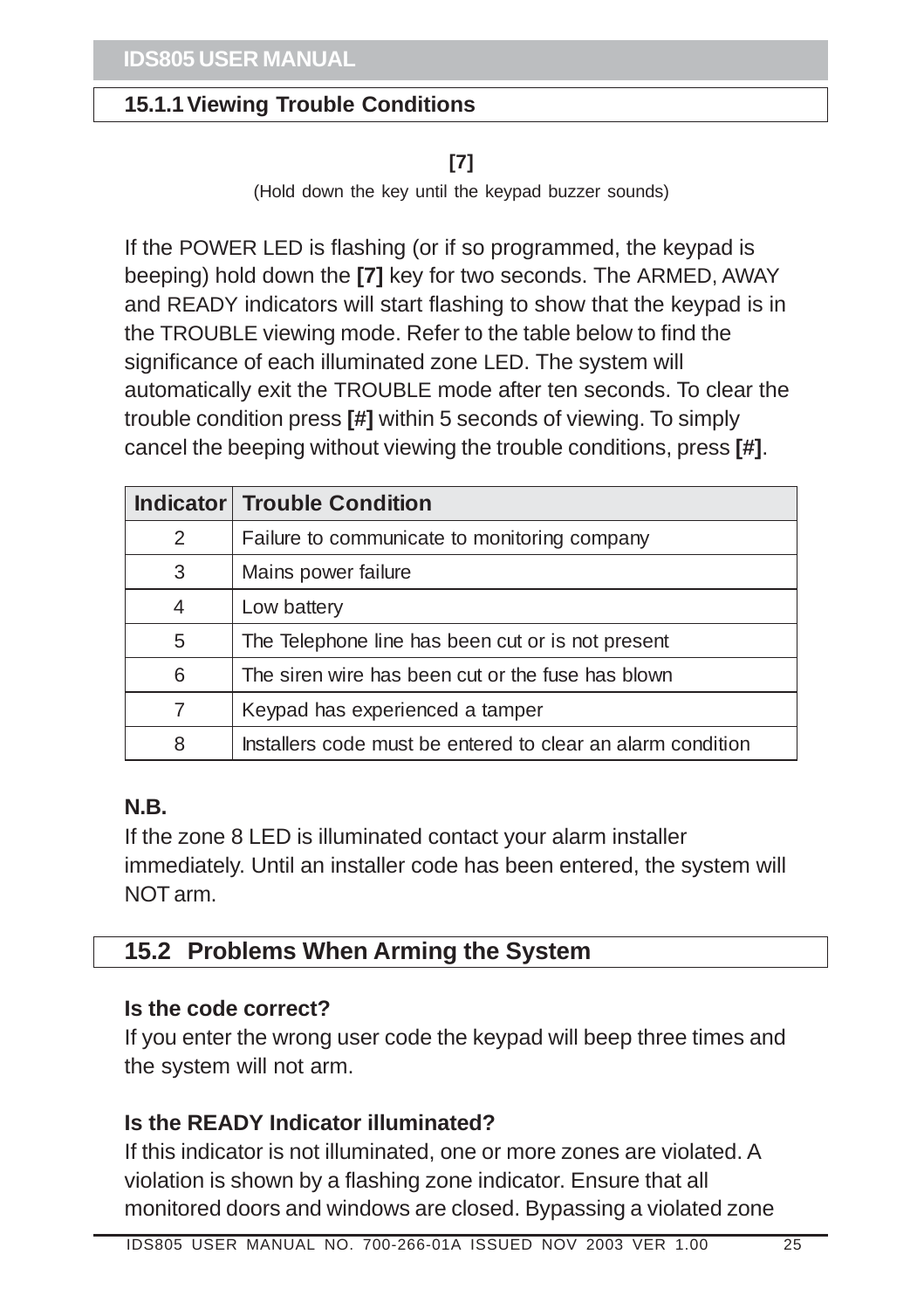### 15.1.1 Viewing Trouble Conditions

**[7]**

(Hold down the key until the keypad buzzer sounds)

If the POWER LED is flashing (or if so programmed, the keypad is beeping) hold down the **[7]** key for two seconds. The ARMED, AWAY and READY indicators will start flashing to show that the keypad is in the TROUBLE viewing mode. Refer to the table below to find the significance of each illuminated zone LED. The system will automatically exit the TROUBLE mode after ten seconds. To clear the trouble condition press **[#]** within 5 seconds of viewing. To simply cancel the beeping without viewing the trouble conditions, press **[#]**.

| Indicator | Trouble Condition |
|---|---|
| 2 | Failure to communicate to monitoring company |
| 3 | Mains power failure |
| 4 | Low battery |
| 5 | The Telephone line has been cut or is not present |
| 6 | The siren wire has been cut or the fuse has blown |
| 7 | Keypad has experienced a tamper |
| 8 | Installers code must be entered to clear an alarm condition |

**N.B.**

If the zone 8 LED is illuminated contact your alarm installer immediately. Until an installer code has been entered, the system will NOT arm.

## 15.2 Problems When Arming the System

**Is the code correct?**

If you enter the wrong user code the keypad will beep three times and the system will not arm.

**Is the READY Indicator illuminated?**

If this indicator is not illuminated, one or more zones are violated. A violation is shown by a flashing zone indicator. Ensure that all monitored doors and windows are closed. Bypassing a violated zone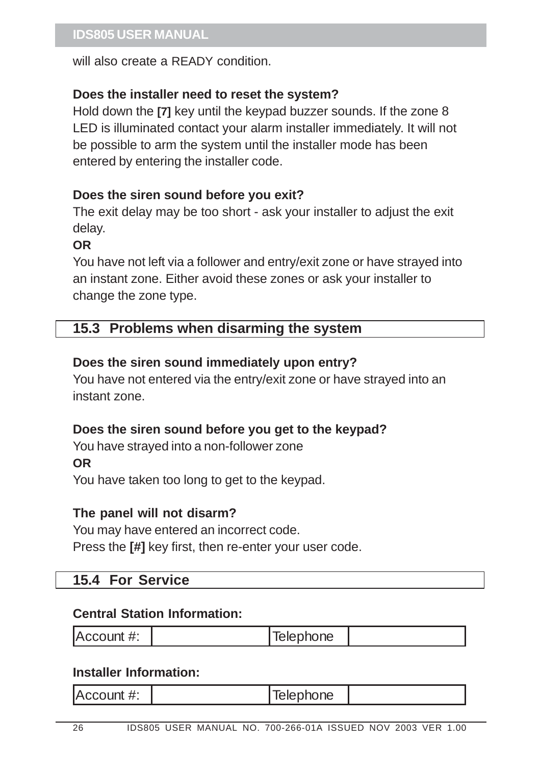will also create a READY condition.

**Does the installer need to reset the system?**

Hold down the **[7]** key until the keypad buzzer sounds. If the zone 8 LED is illuminated contact your alarm installer immediately. It will not be possible to arm the system until the installer mode has been entered by entering the installer code.

**Does the siren sound before you exit?**

The exit delay may be too short - ask your installer to adjust the exit delay.

**OR**

You have not left via a follower and entry/exit zone or have strayed into an instant zone. Either avoid these zones or ask your installer to change the zone type.

## 15.3 Problems when disarming the system

**Does the siren sound immediately upon entry?**

You have not entered via the entry/exit zone or have strayed into an instant zone.

**Does the siren sound before you get to the keypad?**

You have strayed into a non-follower zone

**OR**

You have taken too long to get to the keypad.

**The panel will not disarm?**

You may have entered an incorrect code.
Press the **[#]** key first, then re-enter your user code.

## 15.4 For Service

**Central Station Information:**

| Account #: | | Telephone | |
|---|---|---|---|

**Installer Information:**

| Account #: | | Telephone | |
|---|---|---|---|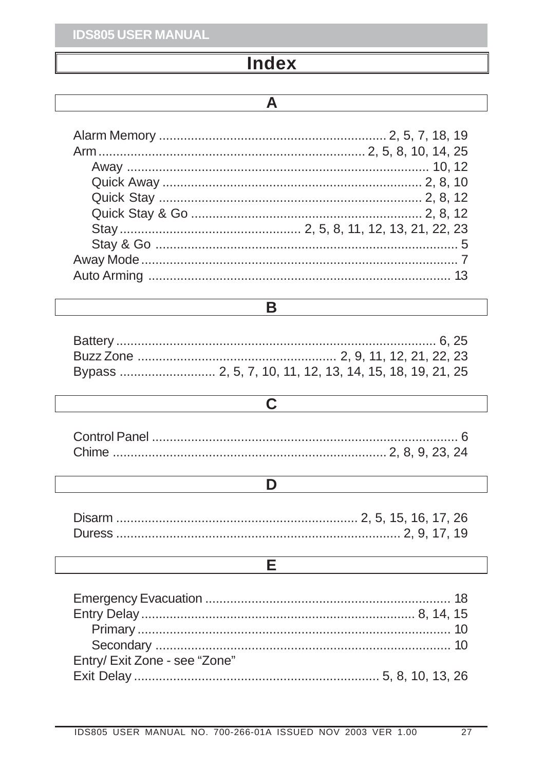# Index

## A

Alarm Memory .................................................................. 2, 5, 7, 18, 19
Arm .................................................................. 2, 5, 8, 10, 14, 25
  Away .................................................................. 10, 12
  Quick Away .................................................................. 2, 8, 10
  Quick Stay .................................................................. 2, 8, 12
  Quick Stay & Go .................................................................. 2, 8, 12
  Stay .................................................................. 2, 5, 8, 11, 12, 13, 21, 22, 23
  Stay & Go .................................................................. 5
Away Mode .................................................................. 7
Auto Arming .................................................................. 13

## B

Battery .................................................................. 6, 25
Buzz Zone .................................................................. 2, 9, 11, 12, 21, 22, 23
Bypass .................................................................. 2, 5, 7, 10, 11, 12, 13, 14, 15, 18, 19, 21, 25

## C

Control Panel .................................................................. 6
Chime .................................................................. 2, 8, 9, 23, 24

## D

Disarm .................................................................. 2, 5, 15, 16, 17, 26
Duress .................................................................. 2, 9, 17, 19

## E

Emergency Evacuation .................................................................. 18
Entry Delay .................................................................. 8, 14, 15
  Primary .................................................................. 10
  Secondary .................................................................. 10
Entry/ Exit Zone - see "Zone"
Exit Delay .................................................................. 5, 8, 10, 13, 26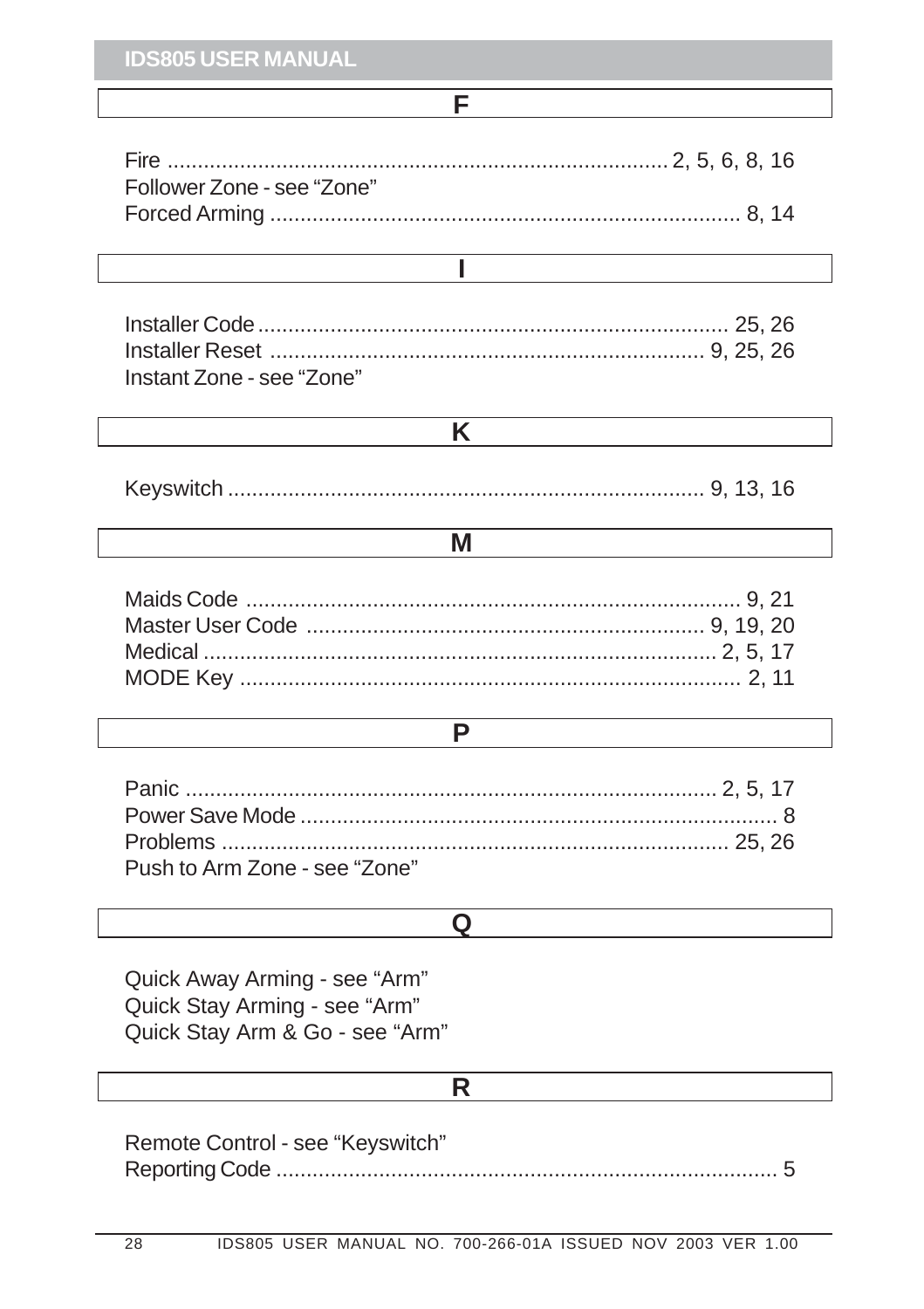## F

Fire .................................................................................. 2, 5, 6, 8, 16
Follower Zone - see "Zone"
Forced Arming .............................................................................. 8, 14

## I

Installer Code.............................................................................. 25, 26
Installer Reset ........................................................................ 9, 25, 26
Instant Zone - see "Zone"

## K

Keyswitch ................................................................................ 9, 13, 16

## M

Maids Code .................................................................................. 9, 21
Master User Code .................................................................. 9, 19, 20
Medical ..................................................................................... 2, 5, 17
MODE Key .................................................................................. 2, 11

## P

Panic ........................................................................................ 2, 5, 17
Power Save Mode ............................................................................... 8
Problems ................................................................................... 25, 26
Push to Arm Zone - see "Zone"

## Q

Quick Away Arming - see "Arm"
Quick Stay Arming - see "Arm"
Quick Stay Arm & Go - see "Arm"

## R

Remote Control - see "Keyswitch"
Reporting Code .................................................................................... 5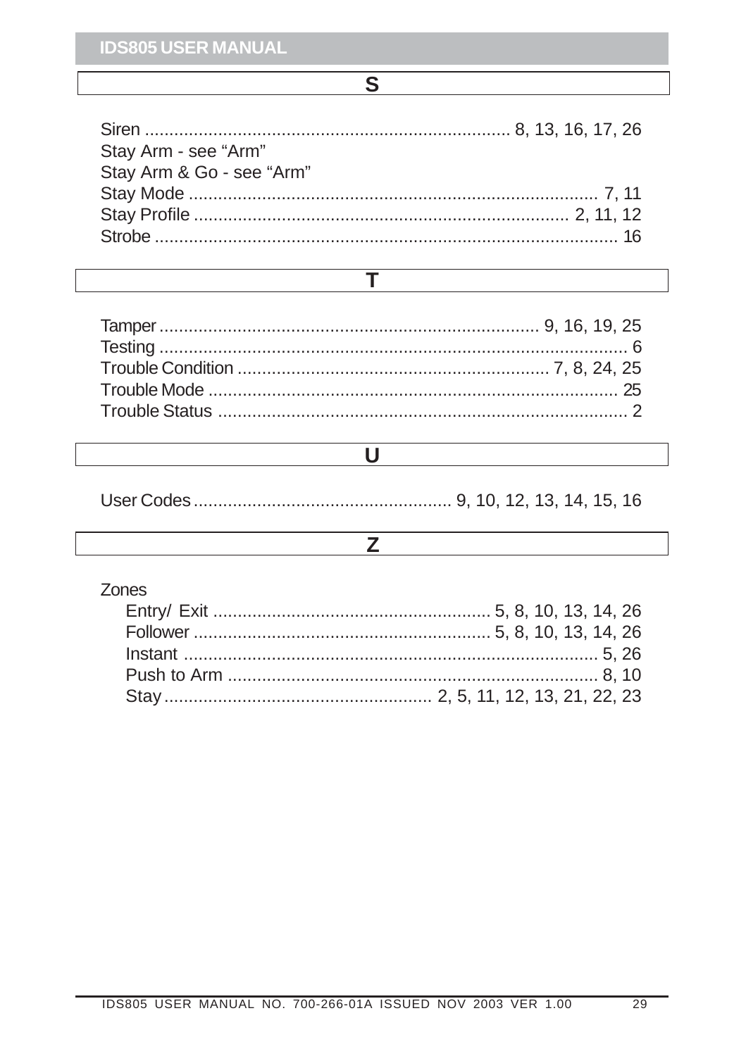## S

Siren ........................................................................ 8, 13, 16, 17, 26
Stay Arm - see “Arm”
Stay Arm & Go - see “Arm”
Stay Mode ...................................................................................... 7, 11
Stay Profile ............................................................................. 2, 11, 12
Strobe ............................................................................................... 16

## T

Tamper ........................................................................... 9, 16, 19, 25
Testing ................................................................................................ 6
Trouble Condition ................................................................ 7, 8, 24, 25
Trouble Mode ..................................................................................... 25
Trouble Status ..................................................................................... 2

## U

User Codes ..................................................... 9, 10, 12, 13, 14, 15, 16

## Z

Zones
- Entry/ Exit ......................................................... 5, 8, 10, 13, 14, 26
- Follower ............................................................ 5, 8, 10, 13, 14, 26
- Instant ..................................................................................... 5, 26
- Push to Arm ............................................................................ 8, 10
- Stay ....................................................... 2, 5, 11, 12, 13, 21, 22, 23